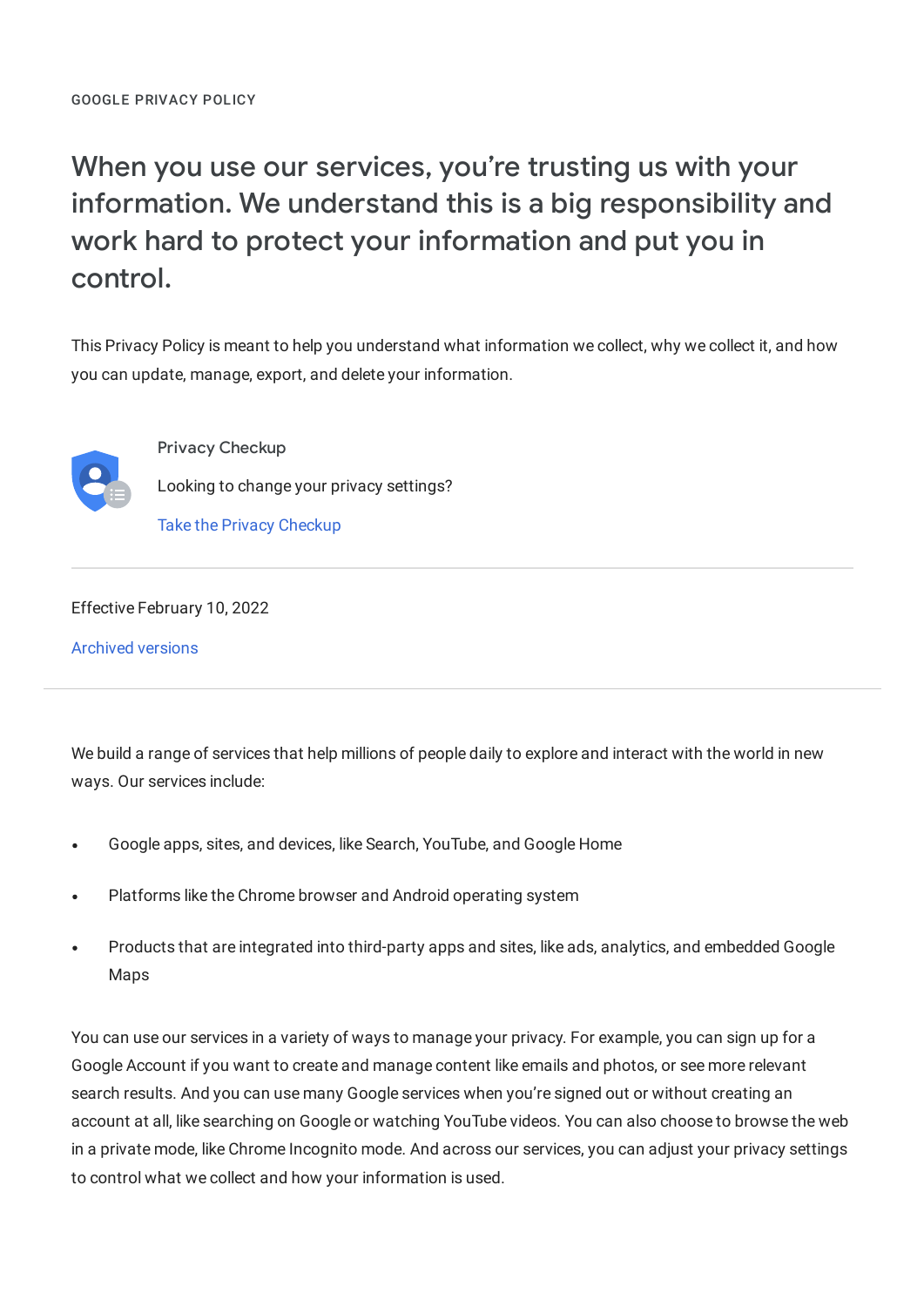GOOGLE PRIVACY POLICY

# When you use our services, you're trusting us with your information. We understand this is a big responsibility and work hard to protect your information and put you in control.

This Privacy Policy is meant to help you understand what information we collect, why we collect it, and how you can update, manage, export, and delete your information.

Privacy Checkup

Looking to change your privacy settings?

Take the Privacy Checkup

---

Effective February 10, 2022

Archived versions

---

We build a range of services that help millions of people daily to explore and interact with the world in new ways. Our services include:

- Google apps, sites, and devices, like Search, YouTube, and Google Home
- Platforms like the Chrome browser and Android operating system
- Products that are integrated into third-party apps and sites, like ads, analytics, and embedded Google Maps

You can use our services in a variety of ways to manage your privacy. For example, you can sign up for a Google Account if you want to create and manage content like emails and photos, or see more relevant search results. And you can use many Google services when you're signed out or without creating an account at all, like searching on Google or watching YouTube videos. You can also choose to browse the web in a private mode, like Chrome Incognito mode. And across our services, you can adjust your privacy settings to control what we collect and how your information is used.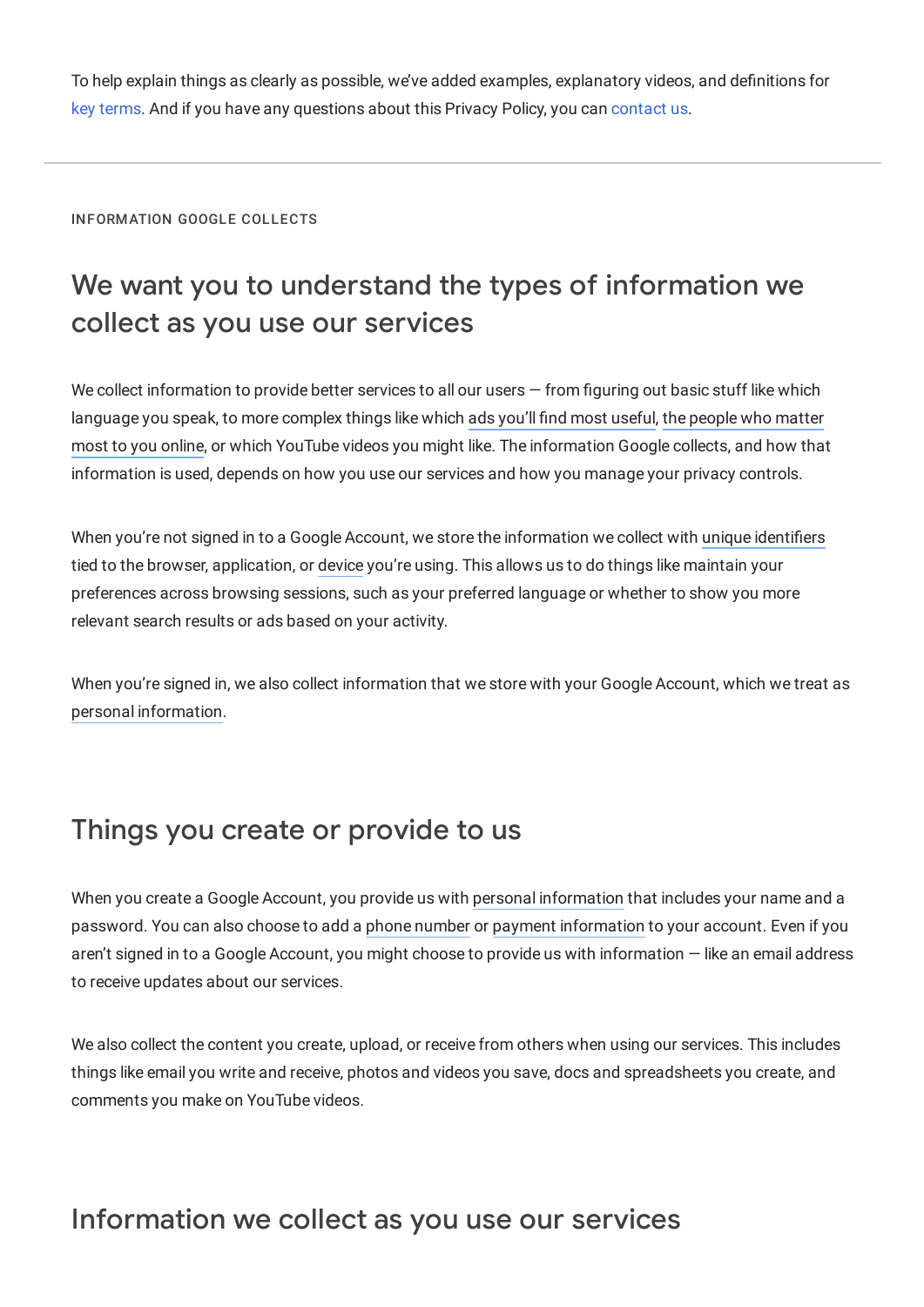To help explain things as clearly as possible, we've added examples, explanatory videos, and definitions for key terms. And if you have any questions about this Privacy Policy, you can contact us.

---

INFORMATION GOOGLE COLLECTS

# We want you to understand the types of information we collect as you use our services

We collect information to provide better services to all our users — from figuring out basic stuff like which language you speak, to more complex things like which ads you'll find most useful, the people who matter most to you online, or which YouTube videos you might like. The information Google collects, and how that information is used, depends on how you use our services and how you manage your privacy controls.

When you're not signed in to a Google Account, we store the information we collect with unique identifiers tied to the browser, application, or device you're using. This allows us to do things like maintain your preferences across browsing sessions, such as your preferred language or whether to show you more relevant search results or ads based on your activity.

When you're signed in, we also collect information that we store with your Google Account, which we treat as personal information.

## Things you create or provide to us

When you create a Google Account, you provide us with personal information that includes your name and a password. You can also choose to add a phone number or payment information to your account. Even if you aren't signed in to a Google Account, you might choose to provide us with information — like an email address to receive updates about our services.

We also collect the content you create, upload, or receive from others when using our services. This includes things like email you write and receive, photos and videos you save, docs and spreadsheets you create, and comments you make on YouTube videos.

## Information we collect as you use our services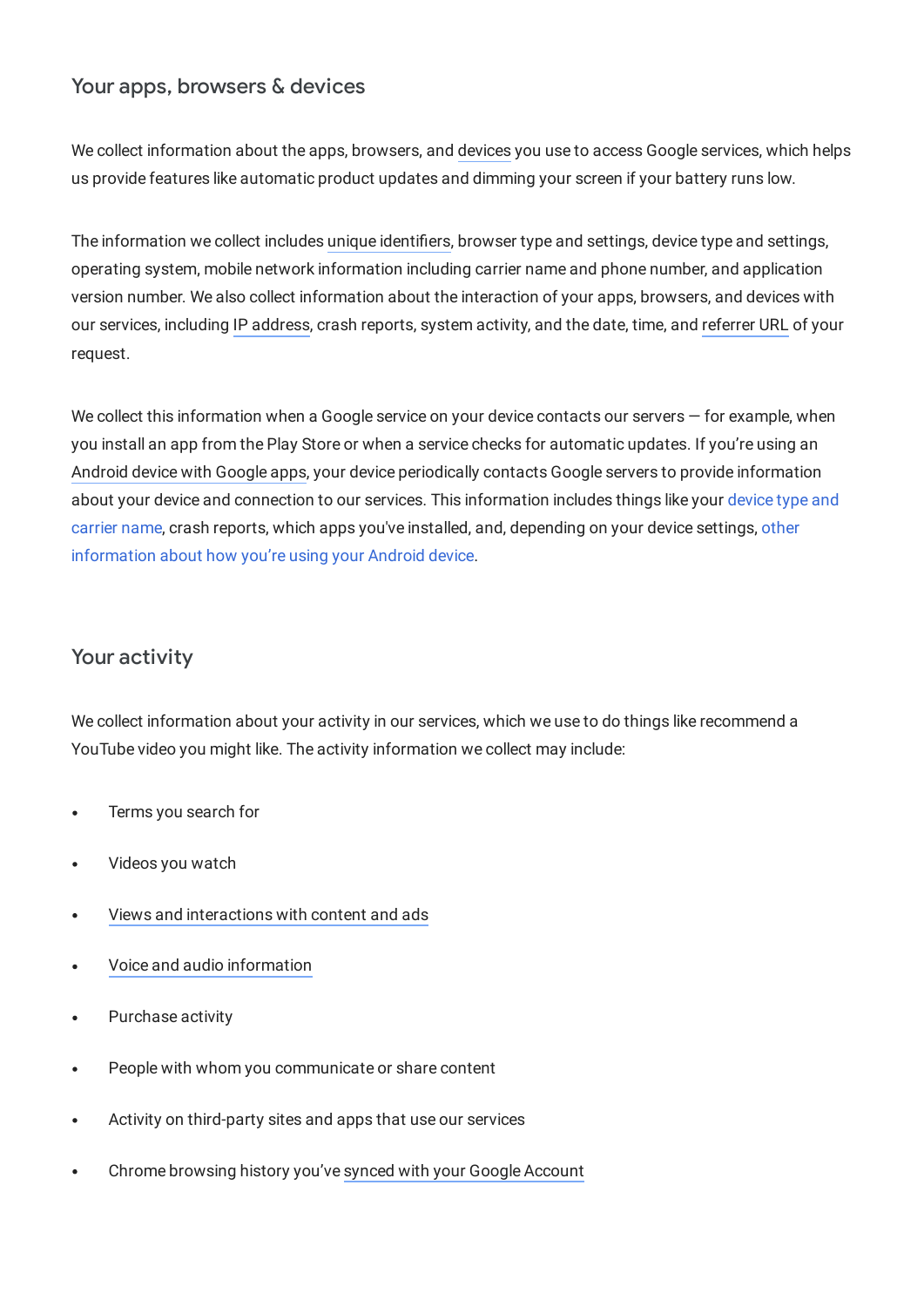## Your apps, browsers & devices

We collect information about the apps, browsers, and devices you use to access Google services, which helps us provide features like automatic product updates and dimming your screen if your battery runs low.

The information we collect includes unique identifiers, browser type and settings, device type and settings, operating system, mobile network information including carrier name and phone number, and application version number. We also collect information about the interaction of your apps, browsers, and devices with our services, including IP address, crash reports, system activity, and the date, time, and referrer URL of your request.

We collect this information when a Google service on your device contacts our servers — for example, when you install an app from the Play Store or when a service checks for automatic updates. If you're using an Android device with Google apps, your device periodically contacts Google servers to provide information about your device and connection to our services. This information includes things like your device type and carrier name, crash reports, which apps you've installed, and, depending on your device settings, other information about how you're using your Android device.

## Your activity

We collect information about your activity in our services, which we use to do things like recommend a YouTube video you might like. The activity information we collect may include:

- Terms you search for
- Videos you watch
- Views and interactions with content and ads
- Voice and audio information
- Purchase activity
- People with whom you communicate or share content
- Activity on third-party sites and apps that use our services
- Chrome browsing history you've synced with your Google Account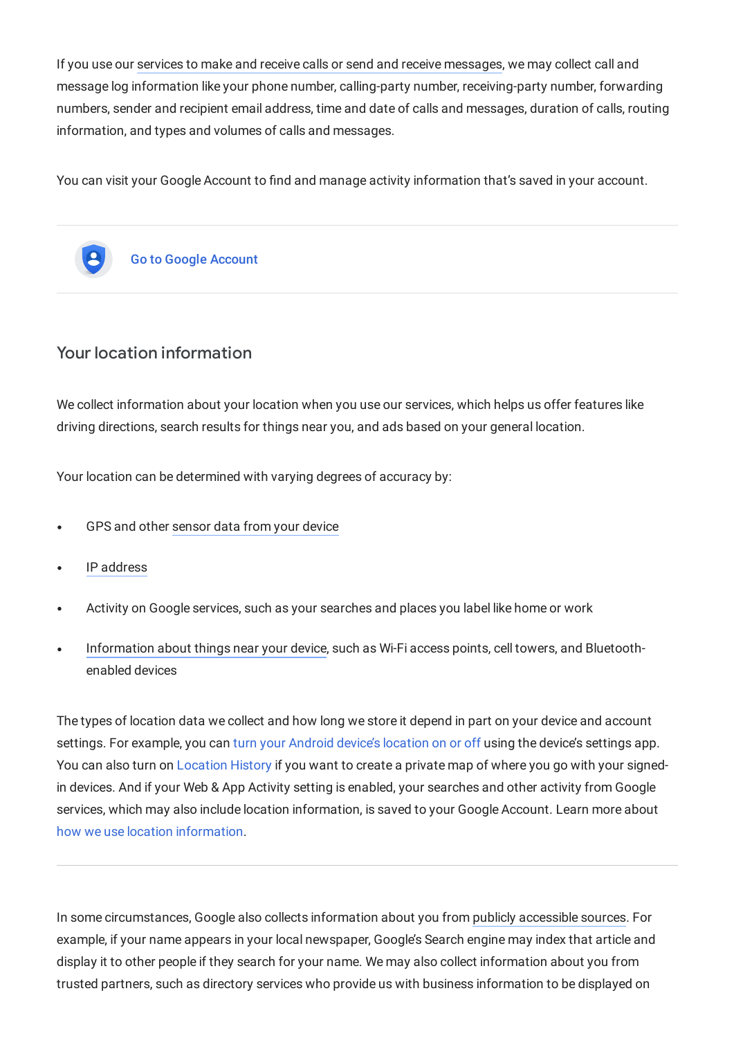If you use our services to make and receive calls or send and receive messages, we may collect call and message log information like your phone number, calling-party number, receiving-party number, forwarding numbers, sender and recipient email address, time and date of calls and messages, duration of calls, routing information, and types and volumes of calls and messages.

You can visit your Google Account to find and manage activity information that's saved in your account.

Go to Google Account

## Your location information

We collect information about your location when you use our services, which helps us offer features like driving directions, search results for things near you, and ads based on your general location.

Your location can be determined with varying degrees of accuracy by:

- GPS and other sensor data from your device
- IP address
- Activity on Google services, such as your searches and places you label like home or work
- Information about things near your device, such as Wi-Fi access points, cell towers, and Bluetooth-enabled devices

The types of location data we collect and how long we store it depend in part on your device and account settings. For example, you can turn your Android device's location on or off using the device's settings app. You can also turn on Location History if you want to create a private map of where you go with your signed-in devices. And if your Web & App Activity setting is enabled, your searches and other activity from Google services, which may also include location information, is saved to your Google Account. Learn more about how we use location information.

---

In some circumstances, Google also collects information about you from publicly accessible sources. For example, if your name appears in your local newspaper, Google's Search engine may index that article and display it to other people if they search for your name. We may also collect information about you from trusted partners, such as directory services who provide us with business information to be displayed on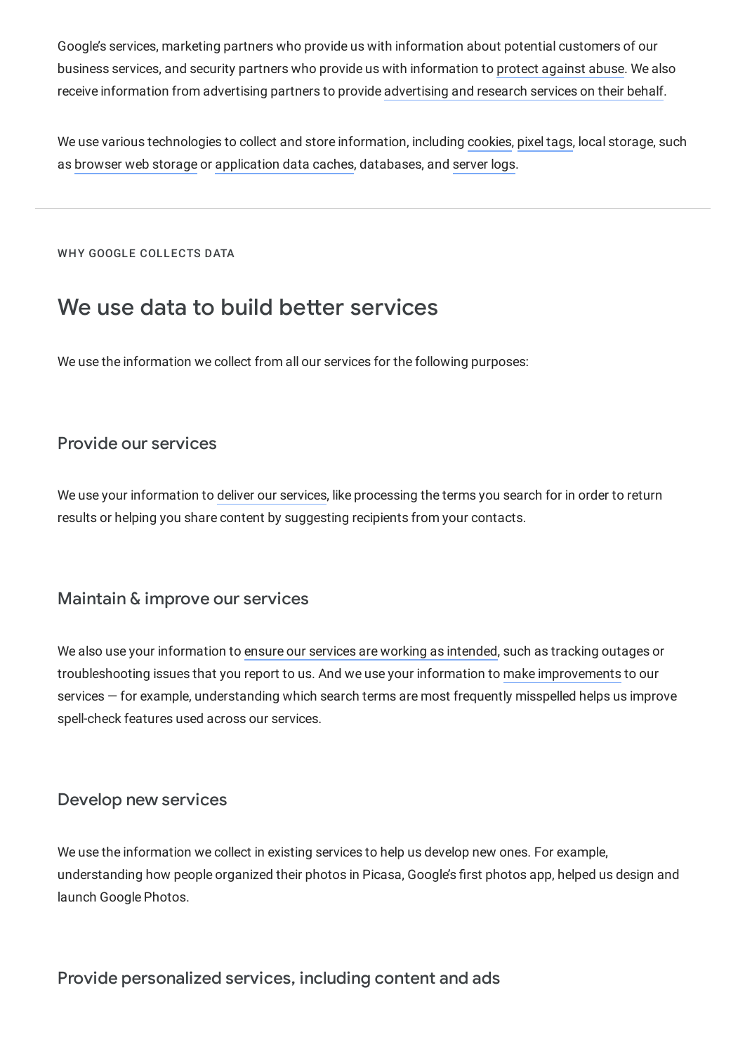Google's services, marketing partners who provide us with information about potential customers of our business services, and security partners who provide us with information to protect against abuse. We also receive information from advertising partners to provide advertising and research services on their behalf.

We use various technologies to collect and store information, including cookies, pixel tags, local storage, such as browser web storage or application data caches, databases, and server logs.

---

WHY GOOGLE COLLECTS DATA

# We use data to build better services

We use the information we collect from all our services for the following purposes:

### Provide our services

We use your information to deliver our services, like processing the terms you search for in order to return results or helping you share content by suggesting recipients from your contacts.

### Maintain & improve our services

We also use your information to ensure our services are working as intended, such as tracking outages or troubleshooting issues that you report to us. And we use your information to make improvements to our services — for example, understanding which search terms are most frequently misspelled helps us improve spell-check features used across our services.

### Develop new services

We use the information we collect in existing services to help us develop new ones. For example, understanding how people organized their photos in Picasa, Google's first photos app, helped us design and launch Google Photos.

### Provide personalized services, including content and ads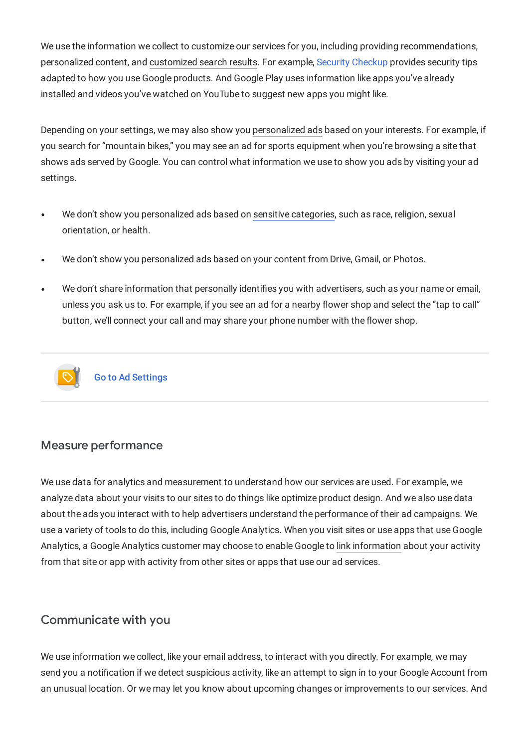We use the information we collect to customize our services for you, including providing recommendations, personalized content, and customized search results. For example, Security Checkup provides security tips adapted to how you use Google products. And Google Play uses information like apps you've already installed and videos you've watched on YouTube to suggest new apps you might like.

Depending on your settings, we may also show you personalized ads based on your interests. For example, if you search for "mountain bikes," you may see an ad for sports equipment when you're browsing a site that shows ads served by Google. You can control what information we use to show you ads by visiting your ad settings.

- We don't show you personalized ads based on sensitive categories, such as race, religion, sexual orientation, or health.
- We don't show you personalized ads based on your content from Drive, Gmail, or Photos.
- We don't share information that personally identifies you with advertisers, such as your name or email, unless you ask us to. For example, if you see an ad for a nearby flower shop and select the "tap to call" button, we'll connect your call and may share your phone number with the flower shop.

Go to Ad Settings

## Measure performance

We use data for analytics and measurement to understand how our services are used. For example, we analyze data about your visits to our sites to do things like optimize product design. And we also use data about the ads you interact with to help advertisers understand the performance of their ad campaigns. We use a variety of tools to do this, including Google Analytics. When you visit sites or use apps that use Google Analytics, a Google Analytics customer may choose to enable Google to link information about your activity from that site or app with activity from other sites or apps that use our ad services.

## Communicate with you

We use information we collect, like your email address, to interact with you directly. For example, we may send you a notification if we detect suspicious activity, like an attempt to sign in to your Google Account from an unusual location. Or we may let you know about upcoming changes or improvements to our services. And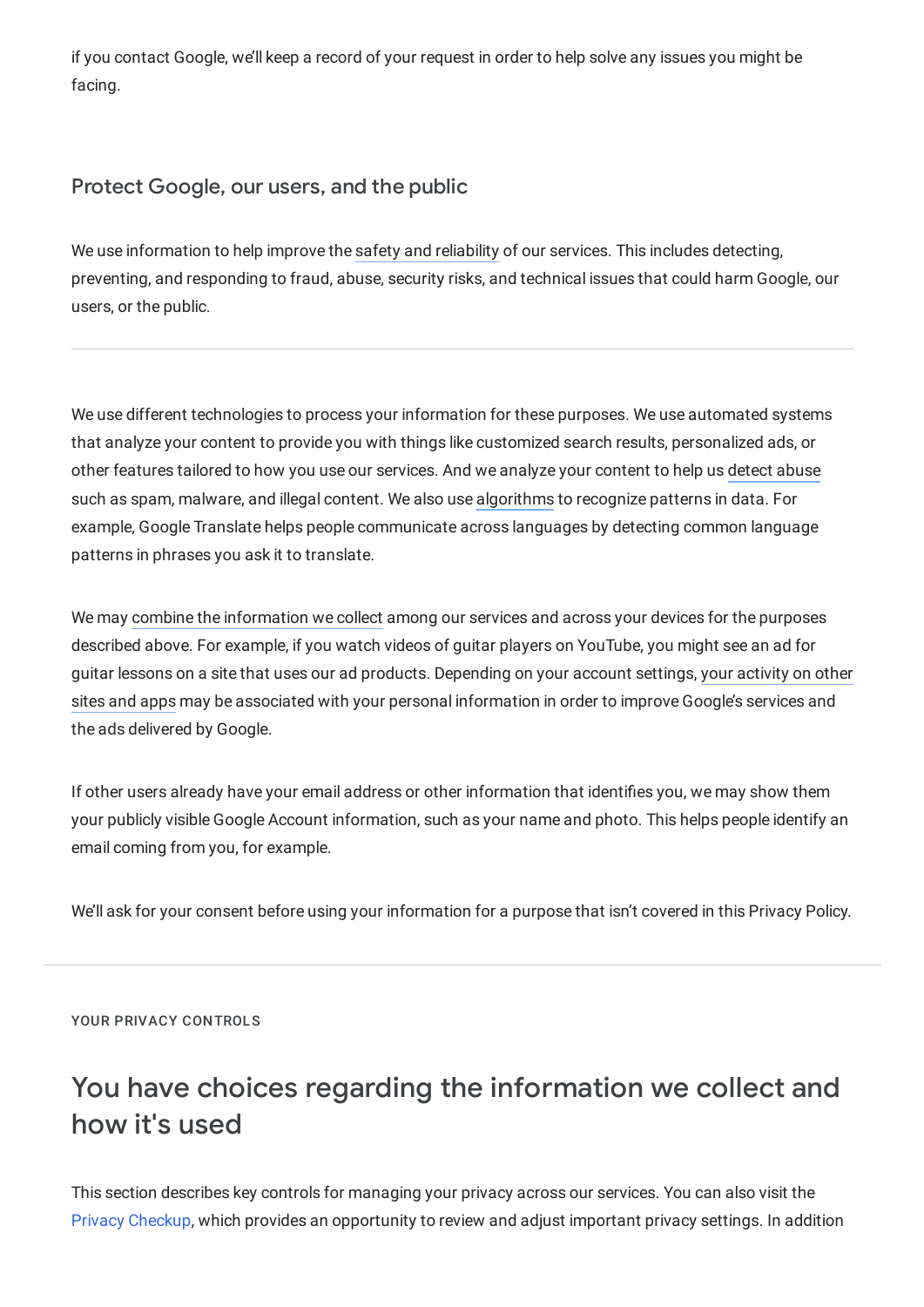if you contact Google, we'll keep a record of your request in order to help solve any issues you might be facing.

### Protect Google, our users, and the public

We use information to help improve the safety and reliability of our services. This includes detecting, preventing, and responding to fraud, abuse, security risks, and technical issues that could harm Google, our users, or the public.

---

We use different technologies to process your information for these purposes. We use automated systems that analyze your content to provide you with things like customized search results, personalized ads, or other features tailored to how you use our services. And we analyze your content to help us detect abuse such as spam, malware, and illegal content. We also use algorithms to recognize patterns in data. For example, Google Translate helps people communicate across languages by detecting common language patterns in phrases you ask it to translate.

We may combine the information we collect among our services and across your devices for the purposes described above. For example, if you watch videos of guitar players on YouTube, you might see an ad for guitar lessons on a site that uses our ad products. Depending on your account settings, your activity on other sites and apps may be associated with your personal information in order to improve Google's services and the ads delivered by Google.

If other users already have your email address or other information that identifies you, we may show them your publicly visible Google Account information, such as your name and photo. This helps people identify an email coming from you, for example.

We'll ask for your consent before using your information for a purpose that isn't covered in this Privacy Policy.

---

YOUR PRIVACY CONTROLS

## You have choices regarding the information we collect and how it's used

This section describes key controls for managing your privacy across our services. You can also visit the Privacy Checkup, which provides an opportunity to review and adjust important privacy settings. In addition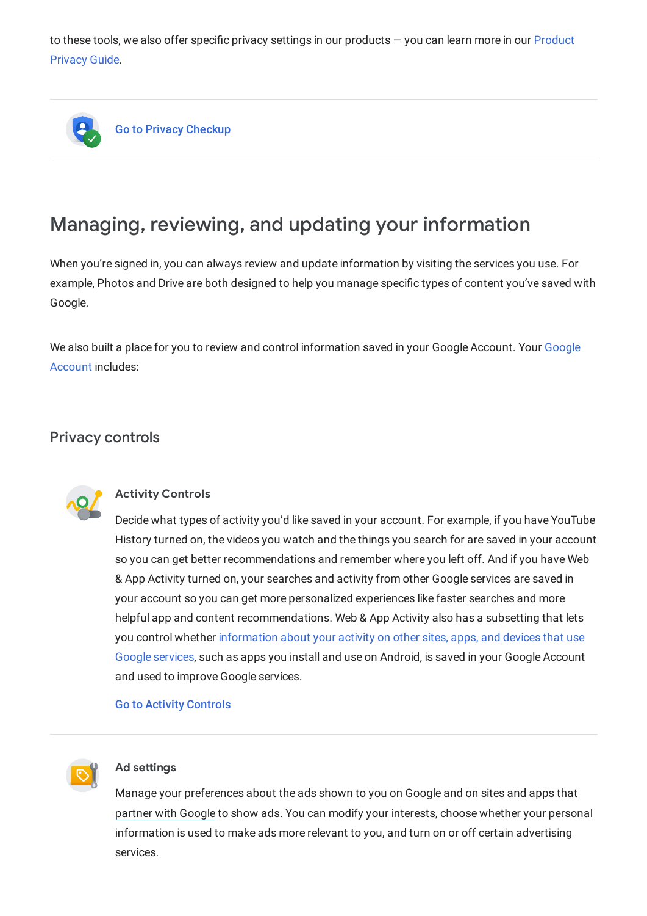to these tools, we also offer specific privacy settings in our products — you can learn more in our Product Privacy Guide.

Go to Privacy Checkup

## Managing, reviewing, and updating your information

When you're signed in, you can always review and update information by visiting the services you use. For example, Photos and Drive are both designed to help you manage specific types of content you've saved with Google.

We also built a place for you to review and control information saved in your Google Account. Your Google Account includes:

### Privacy controls

#### Activity Controls

Decide what types of activity you'd like saved in your account. For example, if you have YouTube History turned on, the videos you watch and the things you search for are saved in your account so you can get better recommendations and remember where you left off. And if you have Web & App Activity turned on, your searches and activity from other Google services are saved in your account so you can get more personalized experiences like faster searches and more helpful app and content recommendations. Web & App Activity also has a subsetting that lets you control whether information about your activity on other sites, apps, and devices that use Google services, such as apps you install and use on Android, is saved in your Google Account and used to improve Google services.

Go to Activity Controls

#### Ad settings

Manage your preferences about the ads shown to you on Google and on sites and apps that partner with Google to show ads. You can modify your interests, choose whether your personal information is used to make ads more relevant to you, and turn on or off certain advertising services.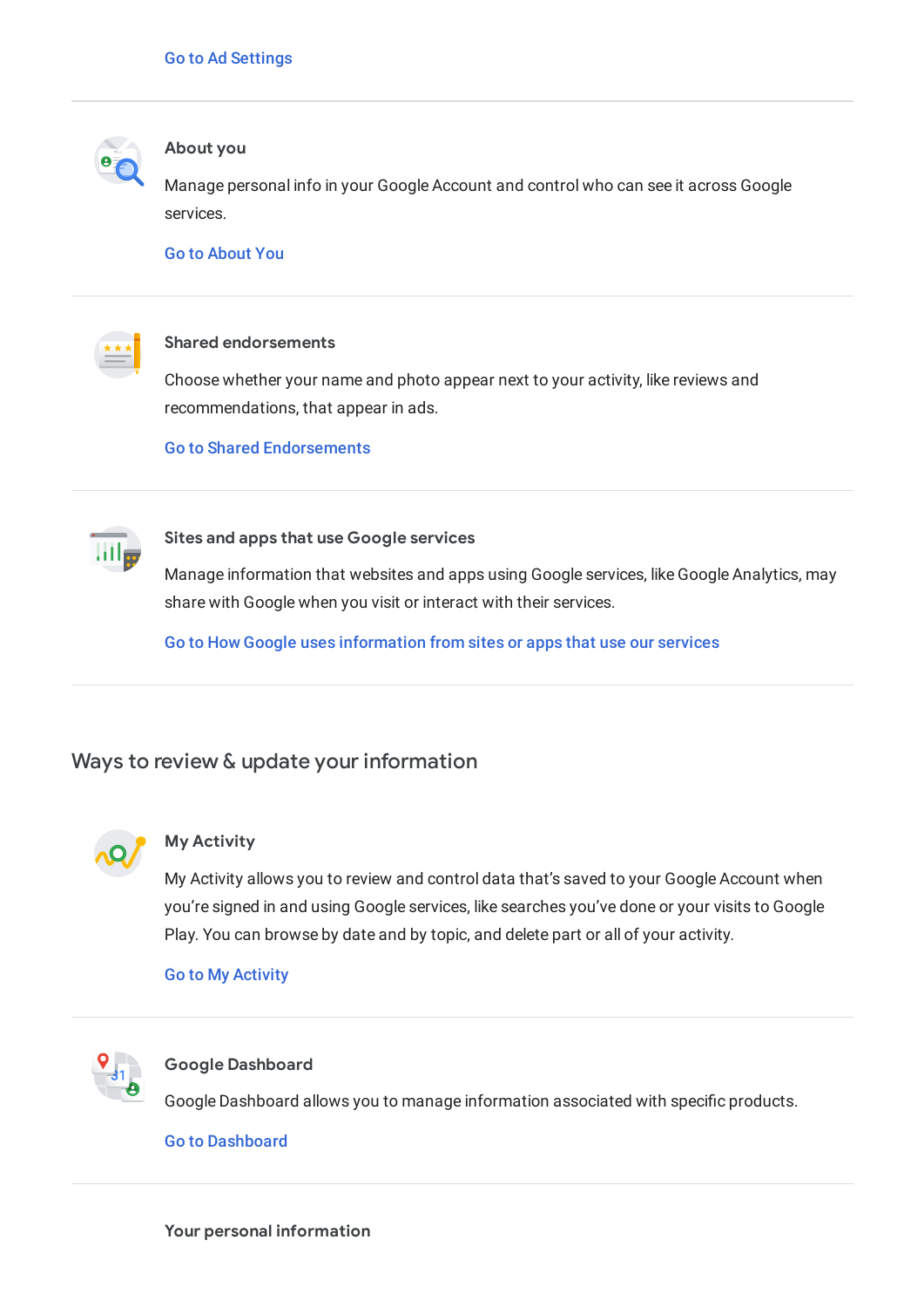Go to Ad Settings

### About you

Manage personal info in your Google Account and control who can see it across Google services.

Go to About You

### Shared endorsements

Choose whether your name and photo appear next to your activity, like reviews and recommendations, that appear in ads.

Go to Shared Endorsements

### Sites and apps that use Google services

Manage information that websites and apps using Google services, like Google Analytics, may share with Google when you visit or interact with their services.

Go to How Google uses information from sites or apps that use our services

## Ways to review & update your information

### My Activity

My Activity allows you to review and control data that's saved to your Google Account when you're signed in and using Google services, like searches you've done or your visits to Google Play. You can browse by date and by topic, and delete part or all of your activity.

Go to My Activity

### Google Dashboard

Google Dashboard allows you to manage information associated with specific products.

Go to Dashboard

### Your personal information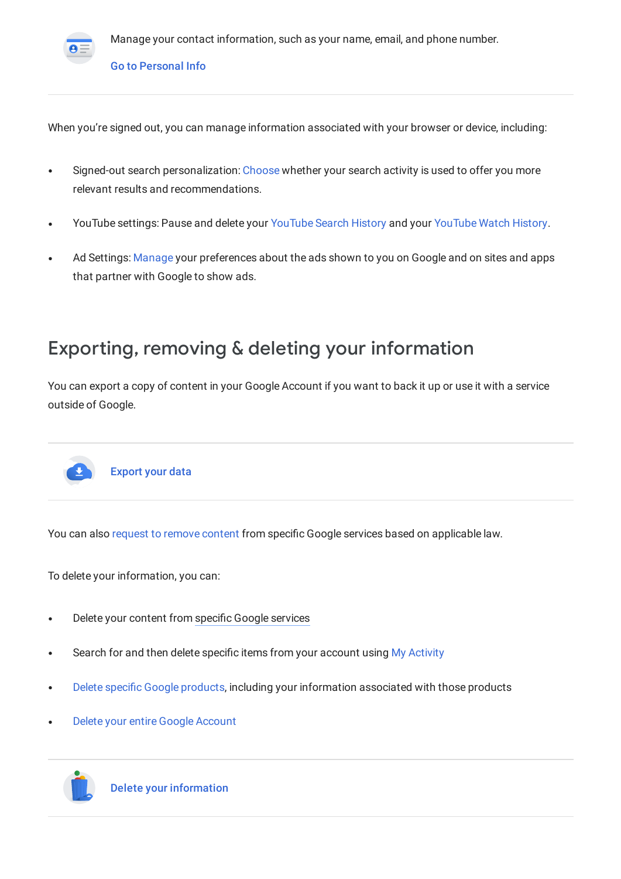Manage your contact information, such as your name, email, and phone number.

Go to Personal Info

---

When you're signed out, you can manage information associated with your browser or device, including:

- Signed-out search personalization: Choose whether your search activity is used to offer you more relevant results and recommendations.
- YouTube settings: Pause and delete your YouTube Search History and your YouTube Watch History.
- Ad Settings: Manage your preferences about the ads shown to you on Google and on sites and apps that partner with Google to show ads.

## Exporting, removing & deleting your information

You can export a copy of content in your Google Account if you want to back it up or use it with a service outside of Google.

---

Export your data

---

You can also request to remove content from specific Google services based on applicable law.

To delete your information, you can:

- Delete your content from specific Google services
- Search for and then delete specific items from your account using My Activity
- Delete specific Google products, including your information associated with those products
- Delete your entire Google Account

---

Delete your information

---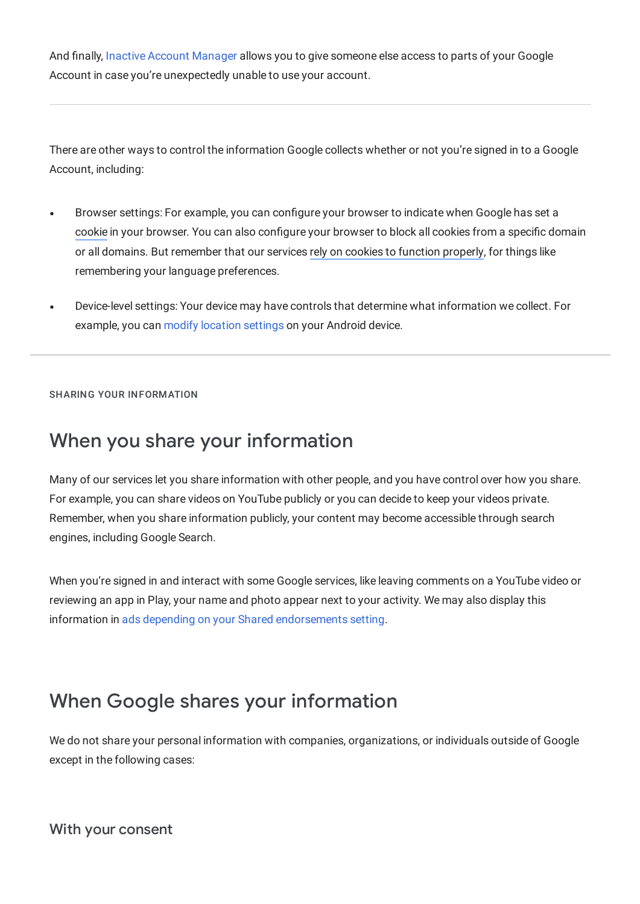And finally, Inactive Account Manager allows you to give someone else access to parts of your Google Account in case you're unexpectedly unable to use your account.

---

There are other ways to control the information Google collects whether or not you're signed in to a Google Account, including:

- Browser settings: For example, you can configure your browser to indicate when Google has set a cookie in your browser. You can also configure your browser to block all cookies from a specific domain or all domains. But remember that our services rely on cookies to function properly, for things like remembering your language preferences.
- Device-level settings: Your device may have controls that determine what information we collect. For example, you can modify location settings on your Android device.

---

SHARING YOUR INFORMATION

## When you share your information

Many of our services let you share information with other people, and you have control over how you share. For example, you can share videos on YouTube publicly or you can decide to keep your videos private. Remember, when you share information publicly, your content may become accessible through search engines, including Google Search.

When you're signed in and interact with some Google services, like leaving comments on a YouTube video or reviewing an app in Play, your name and photo appear next to your activity. We may also display this information in ads depending on your Shared endorsements setting.

## When Google shares your information

We do not share your personal information with companies, organizations, or individuals outside of Google except in the following cases:

### With your consent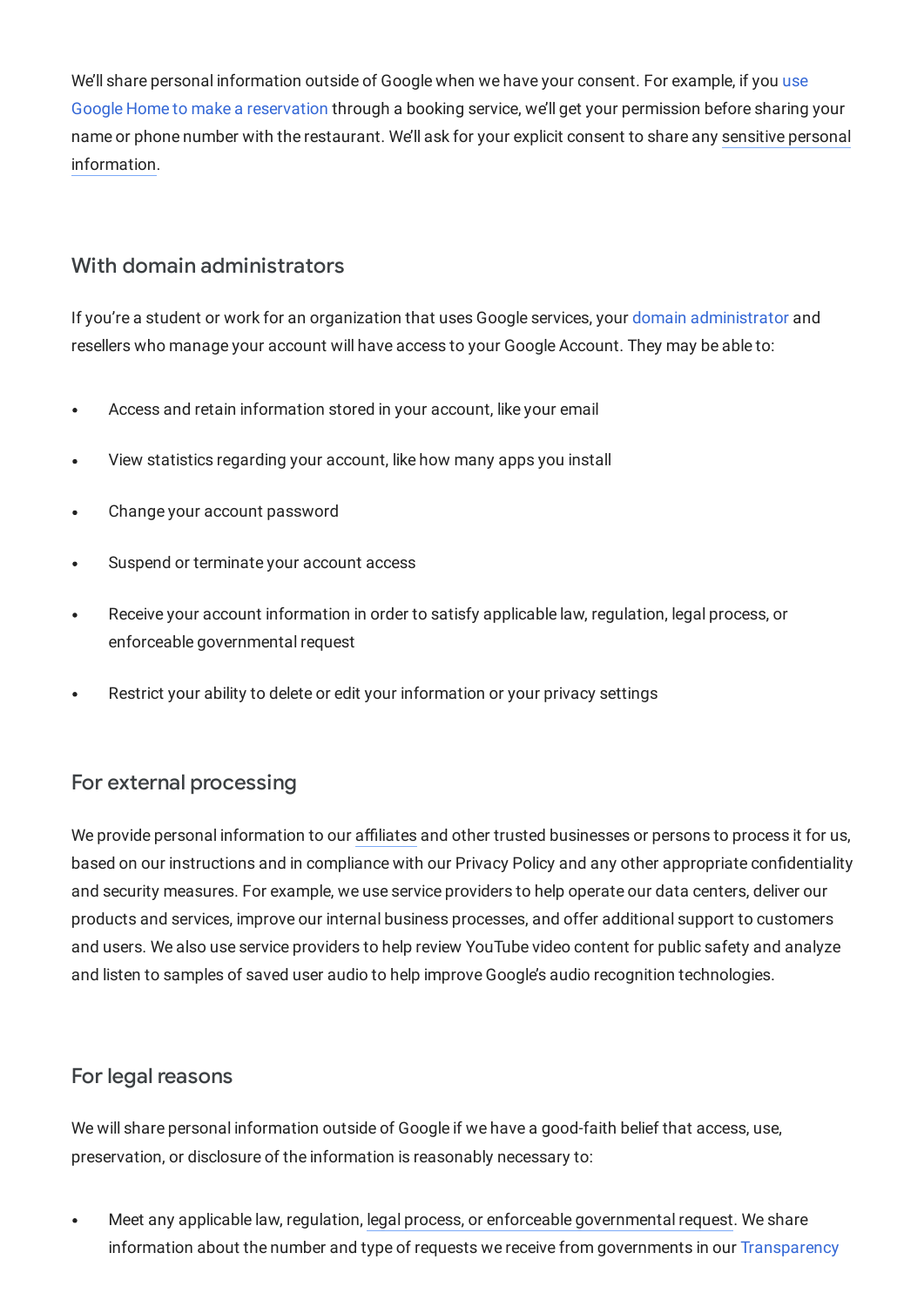We'll share personal information outside of Google when we have your consent. For example, if you use Google Home to make a reservation through a booking service, we'll get your permission before sharing your name or phone number with the restaurant. We'll ask for your explicit consent to share any sensitive personal information.

### With domain administrators

If you're a student or work for an organization that uses Google services, your domain administrator and resellers who manage your account will have access to your Google Account. They may be able to:

- Access and retain information stored in your account, like your email
- View statistics regarding your account, like how many apps you install
- Change your account password
- Suspend or terminate your account access
- Receive your account information in order to satisfy applicable law, regulation, legal process, or enforceable governmental request
- Restrict your ability to delete or edit your information or your privacy settings

### For external processing

We provide personal information to our affiliates and other trusted businesses or persons to process it for us, based on our instructions and in compliance with our Privacy Policy and any other appropriate confidentiality and security measures. For example, we use service providers to help operate our data centers, deliver our products and services, improve our internal business processes, and offer additional support to customers and users. We also use service providers to help review YouTube video content for public safety and analyze and listen to samples of saved user audio to help improve Google's audio recognition technologies.

### For legal reasons

We will share personal information outside of Google if we have a good-faith belief that access, use, preservation, or disclosure of the information is reasonably necessary to:

- Meet any applicable law, regulation, legal process, or enforceable governmental request. We share information about the number and type of requests we receive from governments in our Transparency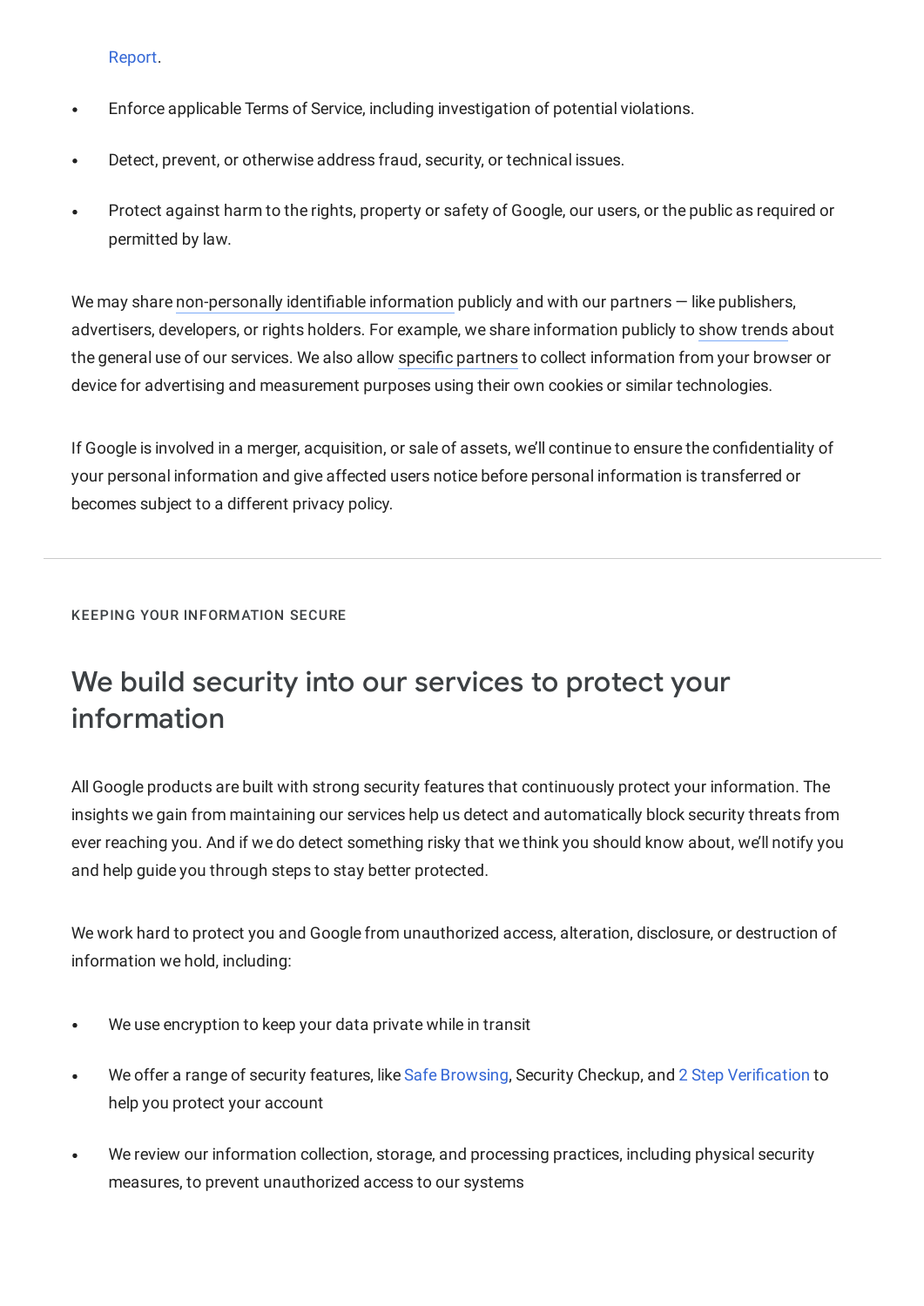Report.

- Enforce applicable Terms of Service, including investigation of potential violations.
- Detect, prevent, or otherwise address fraud, security, or technical issues.
- Protect against harm to the rights, property or safety of Google, our users, or the public as required or permitted by law.

We may share non-personally identifiable information publicly and with our partners — like publishers, advertisers, developers, or rights holders. For example, we share information publicly to show trends about the general use of our services. We also allow specific partners to collect information from your browser or device for advertising and measurement purposes using their own cookies or similar technologies.

If Google is involved in a merger, acquisition, or sale of assets, we'll continue to ensure the confidentiality of your personal information and give affected users notice before personal information is transferred or becomes subject to a different privacy policy.

---

KEEPING YOUR INFORMATION SECURE

## We build security into our services to protect your information

All Google products are built with strong security features that continuously protect your information. The insights we gain from maintaining our services help us detect and automatically block security threats from ever reaching you. And if we do detect something risky that we think you should know about, we'll notify you and help guide you through steps to stay better protected.

We work hard to protect you and Google from unauthorized access, alteration, disclosure, or destruction of information we hold, including:

- We use encryption to keep your data private while in transit
- We offer a range of security features, like Safe Browsing, Security Checkup, and 2 Step Verification to help you protect your account
- We review our information collection, storage, and processing practices, including physical security measures, to prevent unauthorized access to our systems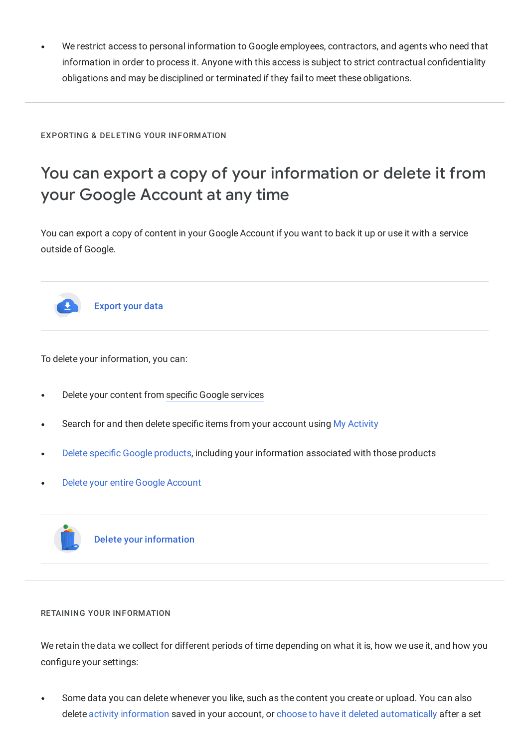- We restrict access to personal information to Google employees, contractors, and agents who need that information in order to process it. Anyone with this access is subject to strict contractual confidentiality obligations and may be disciplined or terminated if they fail to meet these obligations.

EXPORTING & DELETING YOUR INFORMATION

## You can export a copy of your information or delete it from your Google Account at any time

You can export a copy of content in your Google Account if you want to back it up or use it with a service outside of Google.

**Export your data**

To delete your information, you can:

- Delete your content from specific Google services
- Search for and then delete specific items from your account using My Activity
- Delete specific Google products, including your information associated with those products
- Delete your entire Google Account

**Delete your information**

RETAINING YOUR INFORMATION

We retain the data we collect for different periods of time depending on what it is, how we use it, and how you configure your settings:

- Some data you can delete whenever you like, such as the content you create or upload. You can also delete activity information saved in your account, or choose to have it deleted automatically after a set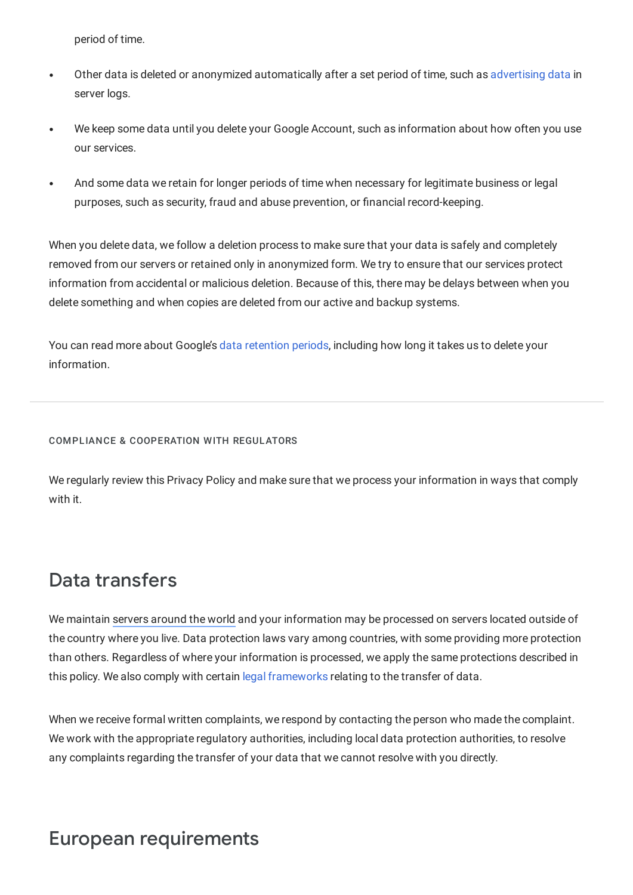period of time.

- Other data is deleted or anonymized automatically after a set period of time, such as advertising data in server logs.
- We keep some data until you delete your Google Account, such as information about how often you use our services.
- And some data we retain for longer periods of time when necessary for legitimate business or legal purposes, such as security, fraud and abuse prevention, or financial record-keeping.

When you delete data, we follow a deletion process to make sure that your data is safely and completely removed from our servers or retained only in anonymized form. We try to ensure that our services protect information from accidental or malicious deletion. Because of this, there may be delays between when you delete something and when copies are deleted from our active and backup systems.

You can read more about Google's data retention periods, including how long it takes us to delete your information.

---

COMPLIANCE & COOPERATION WITH REGULATORS

We regularly review this Privacy Policy and make sure that we process your information in ways that comply with it.

## Data transfers

We maintain servers around the world and your information may be processed on servers located outside of the country where you live. Data protection laws vary among countries, with some providing more protection than others. Regardless of where your information is processed, we apply the same protections described in this policy. We also comply with certain legal frameworks relating to the transfer of data.

When we receive formal written complaints, we respond by contacting the person who made the complaint. We work with the appropriate regulatory authorities, including local data protection authorities, to resolve any complaints regarding the transfer of your data that we cannot resolve with you directly.

## European requirements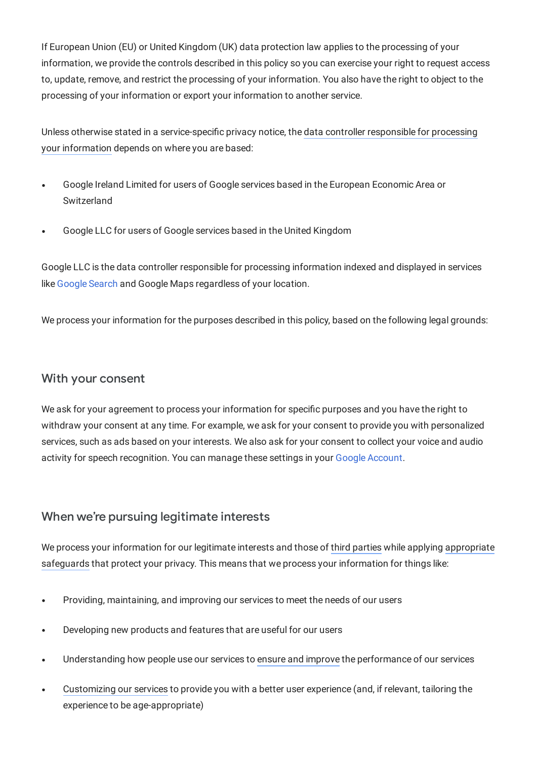If European Union (EU) or United Kingdom (UK) data protection law applies to the processing of your information, we provide the controls described in this policy so you can exercise your right to request access to, update, remove, and restrict the processing of your information. You also have the right to object to the processing of your information or export your information to another service.

Unless otherwise stated in a service-specific privacy notice, the data controller responsible for processing your information depends on where you are based:

- Google Ireland Limited for users of Google services based in the European Economic Area or Switzerland
- Google LLC for users of Google services based in the United Kingdom

Google LLC is the data controller responsible for processing information indexed and displayed in services like Google Search and Google Maps regardless of your location.

We process your information for the purposes described in this policy, based on the following legal grounds:

## With your consent

We ask for your agreement to process your information for specific purposes and you have the right to withdraw your consent at any time. For example, we ask for your consent to provide you with personalized services, such as ads based on your interests. We also ask for your consent to collect your voice and audio activity for speech recognition. You can manage these settings in your Google Account.

## When we're pursuing legitimate interests

We process your information for our legitimate interests and those of third parties while applying appropriate safeguards that protect your privacy. This means that we process your information for things like:

- Providing, maintaining, and improving our services to meet the needs of our users
- Developing new products and features that are useful for our users
- Understanding how people use our services to ensure and improve the performance of our services
- Customizing our services to provide you with a better user experience (and, if relevant, tailoring the experience to be age-appropriate)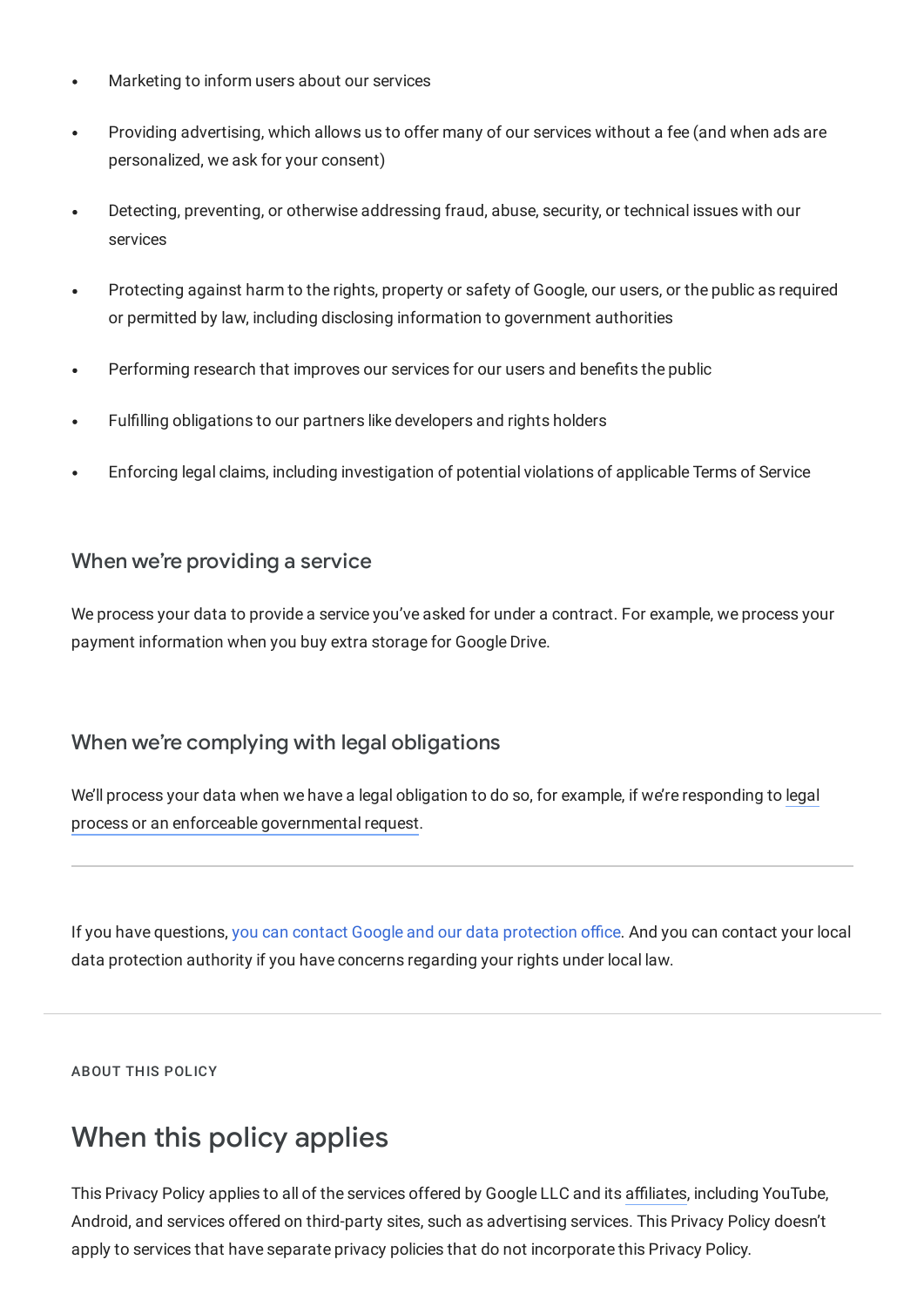- Marketing to inform users about our services
- Providing advertising, which allows us to offer many of our services without a fee (and when ads are personalized, we ask for your consent)
- Detecting, preventing, or otherwise addressing fraud, abuse, security, or technical issues with our services
- Protecting against harm to the rights, property or safety of Google, our users, or the public as required or permitted by law, including disclosing information to government authorities
- Performing research that improves our services for our users and benefits the public
- Fulfilling obligations to our partners like developers and rights holders
- Enforcing legal claims, including investigation of potential violations of applicable Terms of Service

### When we're providing a service

We process your data to provide a service you've asked for under a contract. For example, we process your payment information when you buy extra storage for Google Drive.

### When we're complying with legal obligations

We'll process your data when we have a legal obligation to do so, for example, if we're responding to legal process or an enforceable governmental request.

---

If you have questions, you can contact Google and our data protection office. And you can contact your local data protection authority if you have concerns regarding your rights under local law.

---

ABOUT THIS POLICY

## When this policy applies

This Privacy Policy applies to all of the services offered by Google LLC and its affiliates, including YouTube, Android, and services offered on third-party sites, such as advertising services. This Privacy Policy doesn't apply to services that have separate privacy policies that do not incorporate this Privacy Policy.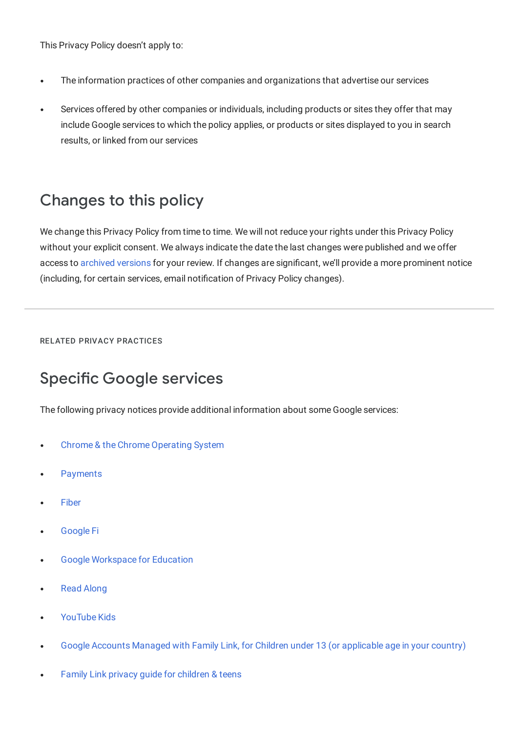This Privacy Policy doesn't apply to:

- The information practices of other companies and organizations that advertise our services
- Services offered by other companies or individuals, including products or sites they offer that may include Google services to which the policy applies, or products or sites displayed to you in search results, or linked from our services

## Changes to this policy

We change this Privacy Policy from time to time. We will not reduce your rights under this Privacy Policy without your explicit consent. We always indicate the date the last changes were published and we offer access to archived versions for your review. If changes are significant, we'll provide a more prominent notice (including, for certain services, email notification of Privacy Policy changes).

---

RELATED PRIVACY PRACTICES

## Specific Google services

The following privacy notices provide additional information about some Google services:

- Chrome & the Chrome Operating System
- Payments
- Fiber
- Google Fi
- Google Workspace for Education
- Read Along
- YouTube Kids
- Google Accounts Managed with Family Link, for Children under 13 (or applicable age in your country)
- Family Link privacy guide for children & teens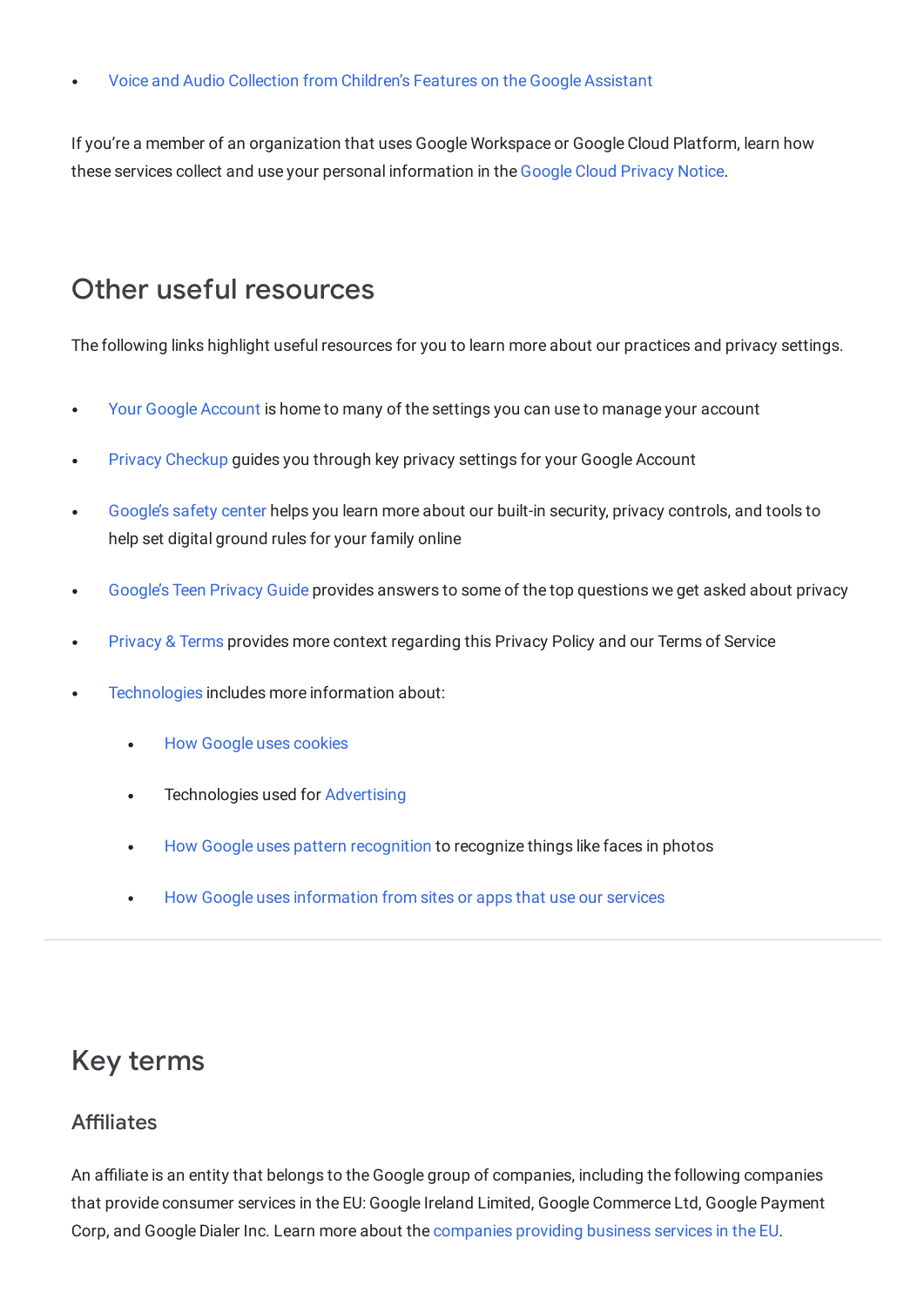- Voice and Audio Collection from Children's Features on the Google Assistant

If you're a member of an organization that uses Google Workspace or Google Cloud Platform, learn how these services collect and use your personal information in the Google Cloud Privacy Notice.

## Other useful resources

The following links highlight useful resources for you to learn more about our practices and privacy settings.

- Your Google Account is home to many of the settings you can use to manage your account
- Privacy Checkup guides you through key privacy settings for your Google Account
- Google's safety center helps you learn more about our built-in security, privacy controls, and tools to help set digital ground rules for your family online
- Google's Teen Privacy Guide provides answers to some of the top questions we get asked about privacy
- Privacy & Terms provides more context regarding this Privacy Policy and our Terms of Service
- Technologies includes more information about:
    - How Google uses cookies
    - Technologies used for Advertising
    - How Google uses pattern recognition to recognize things like faces in photos
    - How Google uses information from sites or apps that use our services

---

## Key terms

### Affiliates

An affiliate is an entity that belongs to the Google group of companies, including the following companies that provide consumer services in the EU: Google Ireland Limited, Google Commerce Ltd, Google Payment Corp, and Google Dialer Inc. Learn more about the companies providing business services in the EU.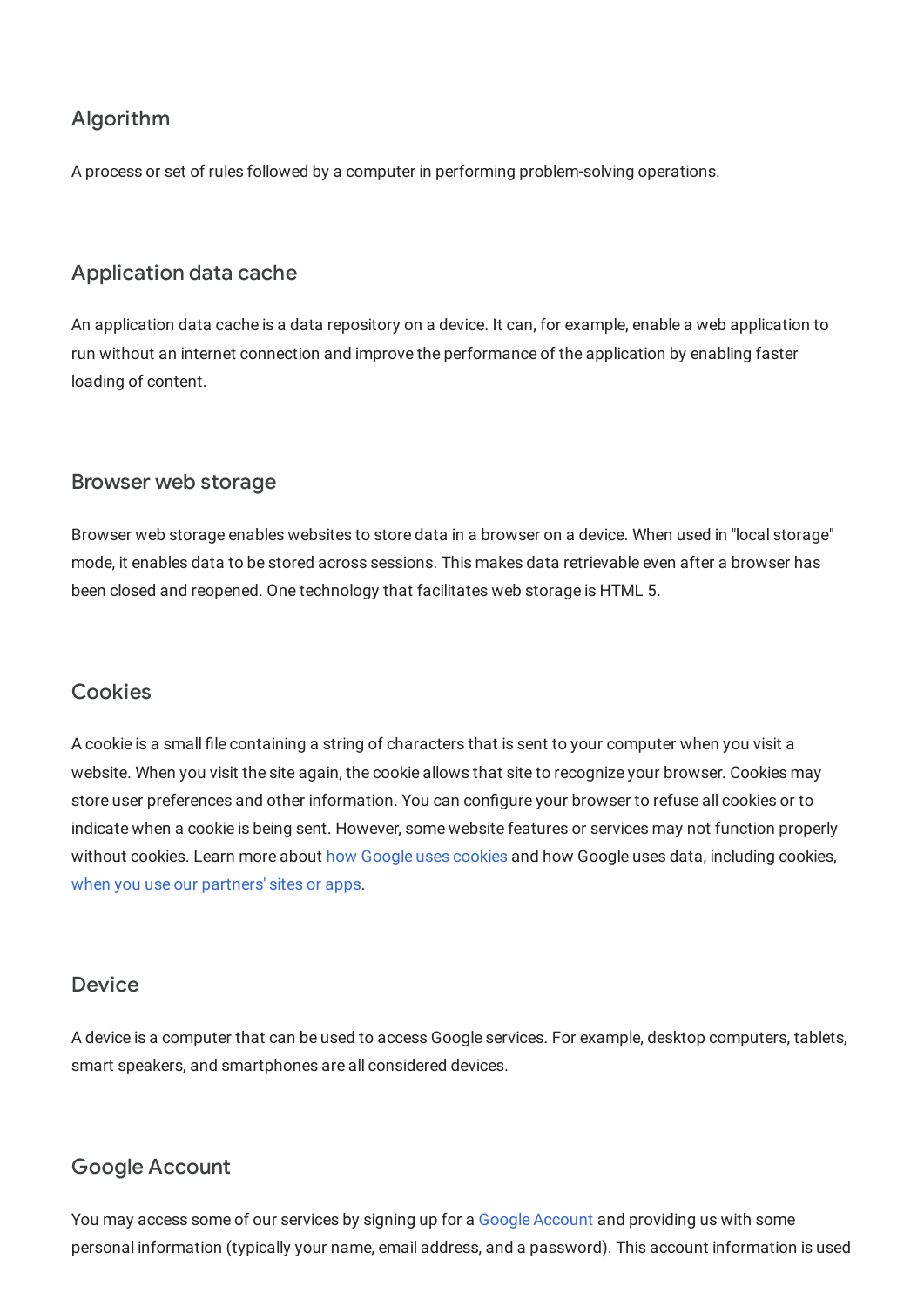### Algorithm

A process or set of rules followed by a computer in performing problem-solving operations.

### Application data cache

An application data cache is a data repository on a device. It can, for example, enable a web application to run without an internet connection and improve the performance of the application by enabling faster loading of content.

### Browser web storage

Browser web storage enables websites to store data in a browser on a device. When used in "local storage" mode, it enables data to be stored across sessions. This makes data retrievable even after a browser has been closed and reopened. One technology that facilitates web storage is HTML 5.

### Cookies

A cookie is a small file containing a string of characters that is sent to your computer when you visit a website. When you visit the site again, the cookie allows that site to recognize your browser. Cookies may store user preferences and other information. You can configure your browser to refuse all cookies or to indicate when a cookie is being sent. However, some website features or services may not function properly without cookies. Learn more about how Google uses cookies and how Google uses data, including cookies, when you use our partners' sites or apps.

### Device

A device is a computer that can be used to access Google services. For example, desktop computers, tablets, smart speakers, and smartphones are all considered devices.

### Google Account

You may access some of our services by signing up for a Google Account and providing us with some personal information (typically your name, email address, and a password). This account information is used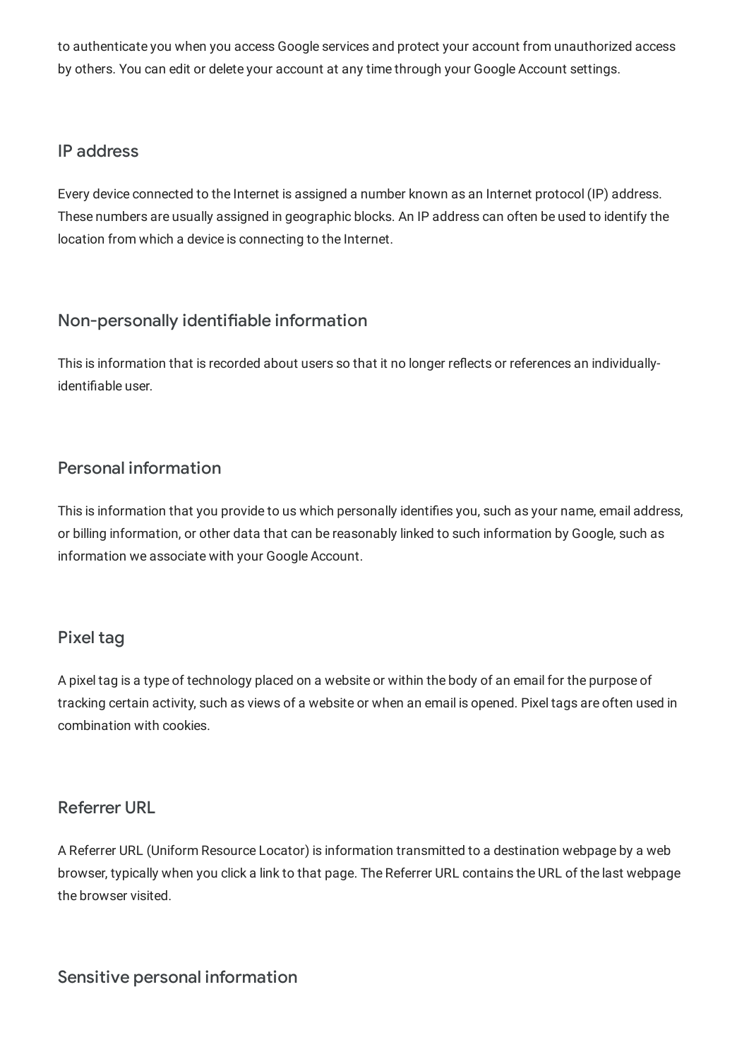to authenticate you when you access Google services and protect your account from unauthorized access by others. You can edit or delete your account at any time through your Google Account settings.

### IP address

Every device connected to the Internet is assigned a number known as an Internet protocol (IP) address. These numbers are usually assigned in geographic blocks. An IP address can often be used to identify the location from which a device is connecting to the Internet.

### Non-personally identifiable information

This is information that is recorded about users so that it no longer reflects or references an individually-identifiable user.

### Personal information

This is information that you provide to us which personally identifies you, such as your name, email address, or billing information, or other data that can be reasonably linked to such information by Google, such as information we associate with your Google Account.

### Pixel tag

A pixel tag is a type of technology placed on a website or within the body of an email for the purpose of tracking certain activity, such as views of a website or when an email is opened. Pixel tags are often used in combination with cookies.

### Referrer URL

A Referrer URL (Uniform Resource Locator) is information transmitted to a destination webpage by a web browser, typically when you click a link to that page. The Referrer URL contains the URL of the last webpage the browser visited.

### Sensitive personal information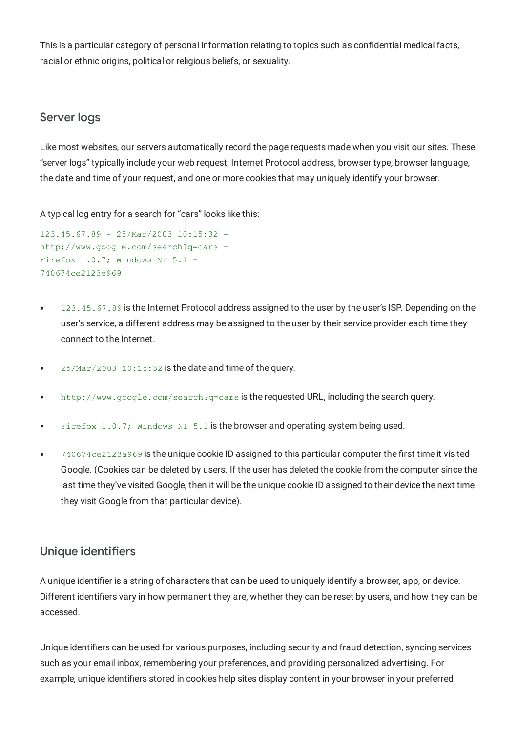This is a particular category of personal information relating to topics such as confidential medical facts, racial or ethnic origins, political or religious beliefs, or sexuality.

## Server logs

Like most websites, our servers automatically record the page requests made when you visit our sites. These "server logs" typically include your web request, Internet Protocol address, browser type, browser language, the date and time of your request, and one or more cookies that may uniquely identify your browser.

A typical log entry for a search for "cars" looks like this:

```
123.45.67.89 - 25/Mar/2003 10:15:32 -
http://www.google.com/search?q=cars -
Firefox 1.0.7; Windows NT 5.1 -
740674ce2123e969
```

- `123.45.67.89` is the Internet Protocol address assigned to the user by the user's ISP. Depending on the user's service, a different address may be assigned to the user by their service provider each time they connect to the Internet.
- `25/Mar/2003 10:15:32` is the date and time of the query.
- `http://www.google.com/search?q=cars` is the requested URL, including the search query.
- `Firefox 1.0.7; Windows NT 5.1` is the browser and operating system being used.
- `740674ce2123a969` is the unique cookie ID assigned to this particular computer the first time it visited Google. (Cookies can be deleted by users. If the user has deleted the cookie from the computer since the last time they've visited Google, then it will be the unique cookie ID assigned to their device the next time they visit Google from that particular device).

## Unique identifiers

A unique identifier is a string of characters that can be used to uniquely identify a browser, app, or device. Different identifiers vary in how permanent they are, whether they can be reset by users, and how they can be accessed.

Unique identifiers can be used for various purposes, including security and fraud detection, syncing services such as your email inbox, remembering your preferences, and providing personalized advertising. For example, unique identifiers stored in cookies help sites display content in your browser in your preferred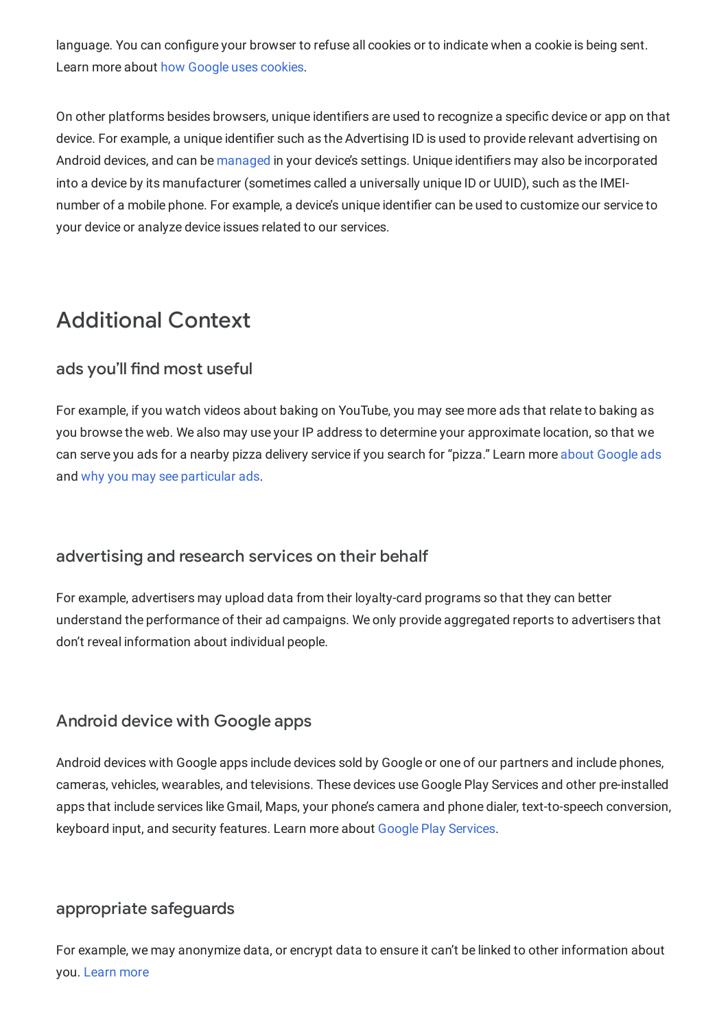language. You can configure your browser to refuse all cookies or to indicate when a cookie is being sent. Learn more about how Google uses cookies.

On other platforms besides browsers, unique identifiers are used to recognize a specific device or app on that device. For example, a unique identifier such as the Advertising ID is used to provide relevant advertising on Android devices, and can be managed in your device's settings. Unique identifiers may also be incorporated into a device by its manufacturer (sometimes called a universally unique ID or UUID), such as the IMEI-number of a mobile phone. For example, a device's unique identifier can be used to customize our service to your device or analyze device issues related to our services.

## Additional Context

### ads you'll find most useful

For example, if you watch videos about baking on YouTube, you may see more ads that relate to baking as you browse the web. We also may use your IP address to determine your approximate location, so that we can serve you ads for a nearby pizza delivery service if you search for "pizza." Learn more about Google ads and why you may see particular ads.

### advertising and research services on their behalf

For example, advertisers may upload data from their loyalty-card programs so that they can better understand the performance of their ad campaigns. We only provide aggregated reports to advertisers that don't reveal information about individual people.

### Android device with Google apps

Android devices with Google apps include devices sold by Google or one of our partners and include phones, cameras, vehicles, wearables, and televisions. These devices use Google Play Services and other pre-installed apps that include services like Gmail, Maps, your phone's camera and phone dialer, text-to-speech conversion, keyboard input, and security features. Learn more about Google Play Services.

### appropriate safeguards

For example, we may anonymize data, or encrypt data to ensure it can't be linked to other information about you. Learn more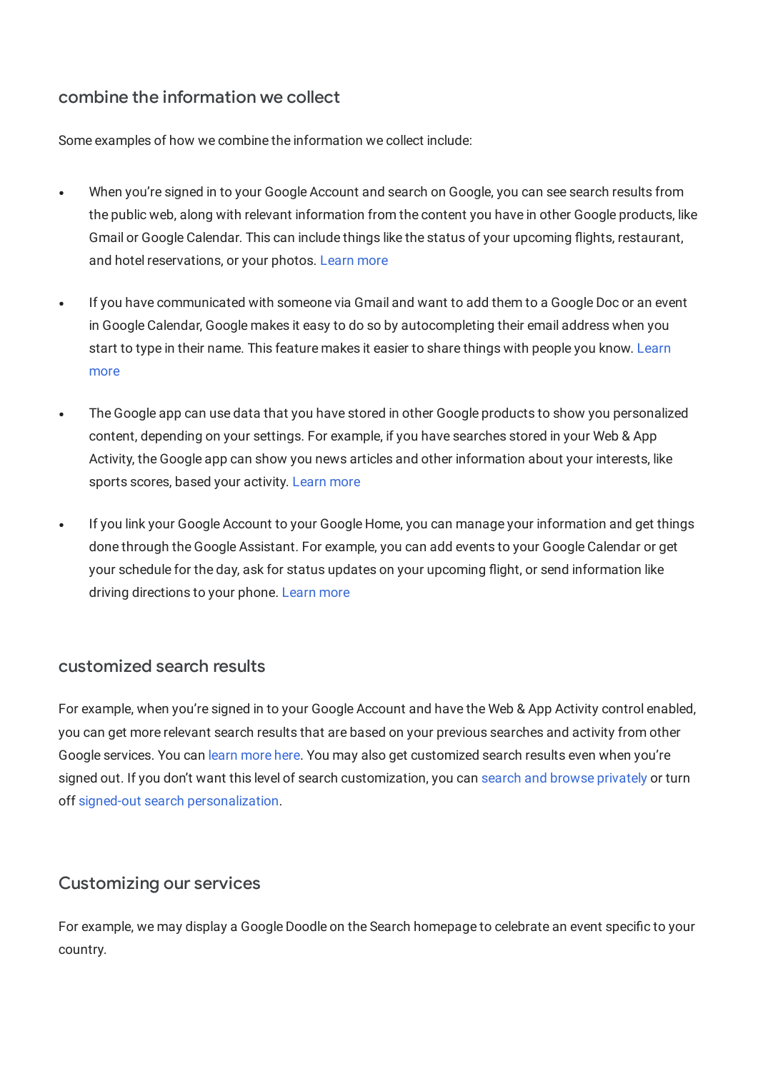### combine the information we collect

Some examples of how we combine the information we collect include:

- When you're signed in to your Google Account and search on Google, you can see search results from the public web, along with relevant information from the content you have in other Google products, like Gmail or Google Calendar. This can include things like the status of your upcoming flights, restaurant, and hotel reservations, or your photos. Learn more

- If you have communicated with someone via Gmail and want to add them to a Google Doc or an event in Google Calendar, Google makes it easy to do so by autocompleting their email address when you start to type in their name. This feature makes it easier to share things with people you know. Learn more

- The Google app can use data that you have stored in other Google products to show you personalized content, depending on your settings. For example, if you have searches stored in your Web & App Activity, the Google app can show you news articles and other information about your interests, like sports scores, based your activity. Learn more

- If you link your Google Account to your Google Home, you can manage your information and get things done through the Google Assistant. For example, you can add events to your Google Calendar or get your schedule for the day, ask for status updates on your upcoming flight, or send information like driving directions to your phone. Learn more

### customized search results

For example, when you're signed in to your Google Account and have the Web & App Activity control enabled, you can get more relevant search results that are based on your previous searches and activity from other Google services. You can learn more here. You may also get customized search results even when you're signed out. If you don't want this level of search customization, you can search and browse privately or turn off signed-out search personalization.

### Customizing our services

For example, we may display a Google Doodle on the Search homepage to celebrate an event specific to your country.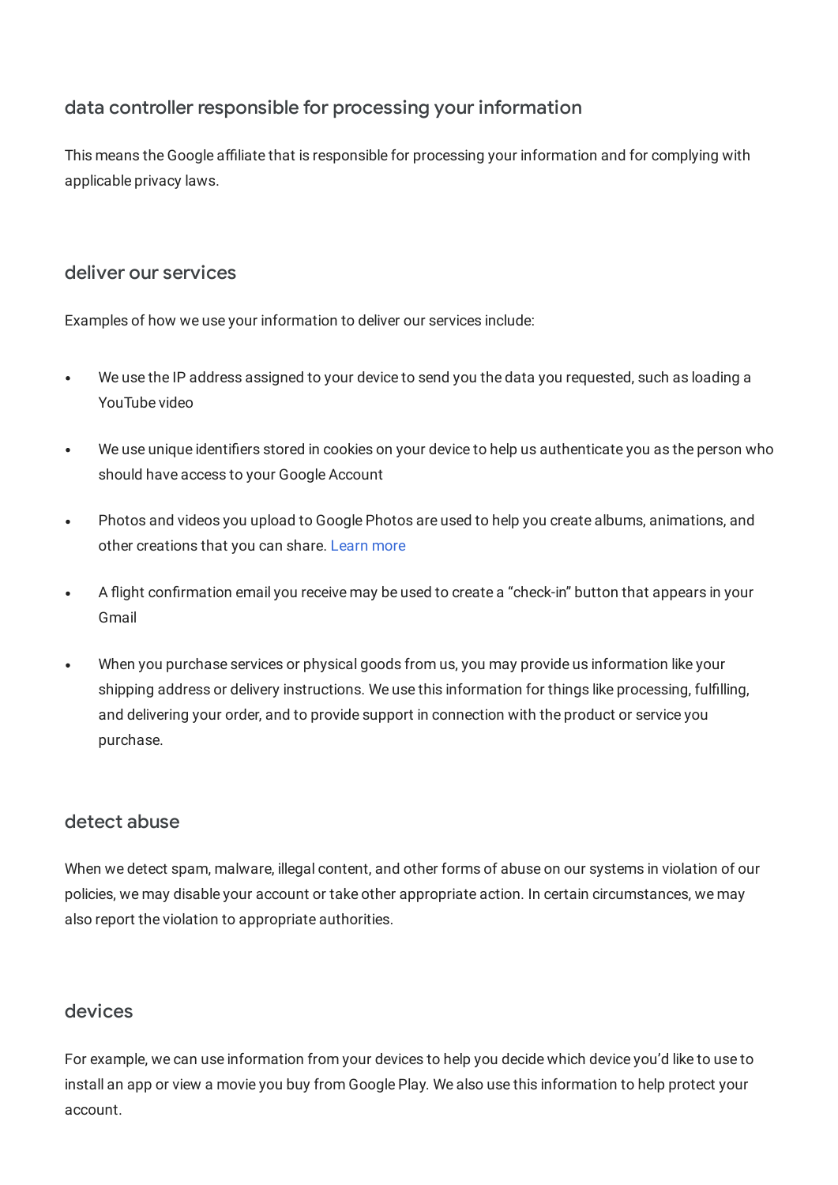### data controller responsible for processing your information

This means the Google affiliate that is responsible for processing your information and for complying with applicable privacy laws.

### deliver our services

Examples of how we use your information to deliver our services include:

- We use the IP address assigned to your device to send you the data you requested, such as loading a YouTube video
- We use unique identifiers stored in cookies on your device to help us authenticate you as the person who should have access to your Google Account
- Photos and videos you upload to Google Photos are used to help you create albums, animations, and other creations that you can share. Learn more
- A flight confirmation email you receive may be used to create a "check-in" button that appears in your Gmail
- When you purchase services or physical goods from us, you may provide us information like your shipping address or delivery instructions. We use this information for things like processing, fulfilling, and delivering your order, and to provide support in connection with the product or service you purchase.

### detect abuse

When we detect spam, malware, illegal content, and other forms of abuse on our systems in violation of our policies, we may disable your account or take other appropriate action. In certain circumstances, we may also report the violation to appropriate authorities.

### devices

For example, we can use information from your devices to help you decide which device you'd like to use to install an app or view a movie you buy from Google Play. We also use this information to help protect your account.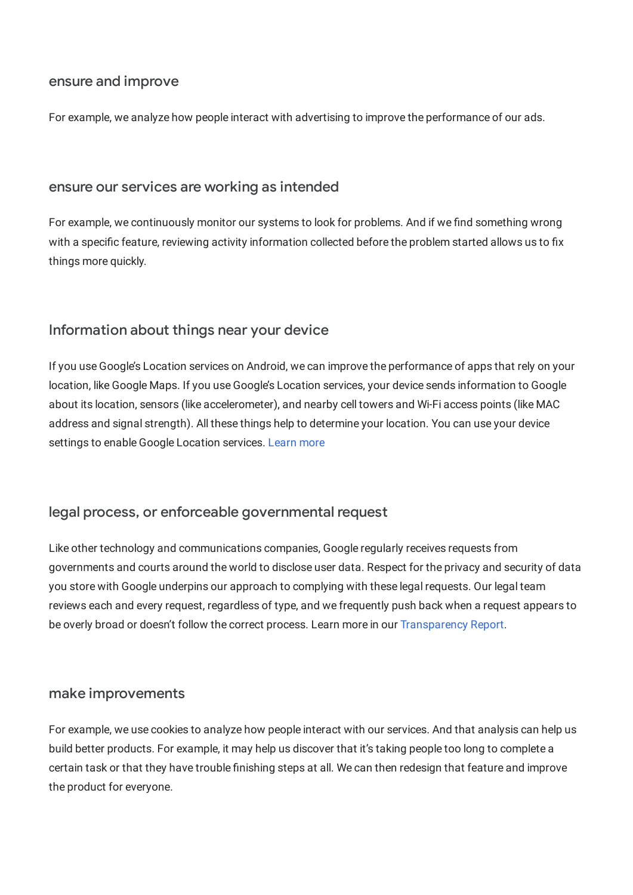### ensure and improve

For example, we analyze how people interact with advertising to improve the performance of our ads.

### ensure our services are working as intended

For example, we continuously monitor our systems to look for problems. And if we find something wrong with a specific feature, reviewing activity information collected before the problem started allows us to fix things more quickly.

### Information about things near your device

If you use Google's Location services on Android, we can improve the performance of apps that rely on your location, like Google Maps. If you use Google's Location services, your device sends information to Google about its location, sensors (like accelerometer), and nearby cell towers and Wi-Fi access points (like MAC address and signal strength). All these things help to determine your location. You can use your device settings to enable Google Location services. Learn more

### legal process, or enforceable governmental request

Like other technology and communications companies, Google regularly receives requests from governments and courts around the world to disclose user data. Respect for the privacy and security of data you store with Google underpins our approach to complying with these legal requests. Our legal team reviews each and every request, regardless of type, and we frequently push back when a request appears to be overly broad or doesn't follow the correct process. Learn more in our Transparency Report.

### make improvements

For example, we use cookies to analyze how people interact with our services. And that analysis can help us build better products. For example, it may help us discover that it's taking people too long to complete a certain task or that they have trouble finishing steps at all. We can then redesign that feature and improve the product for everyone.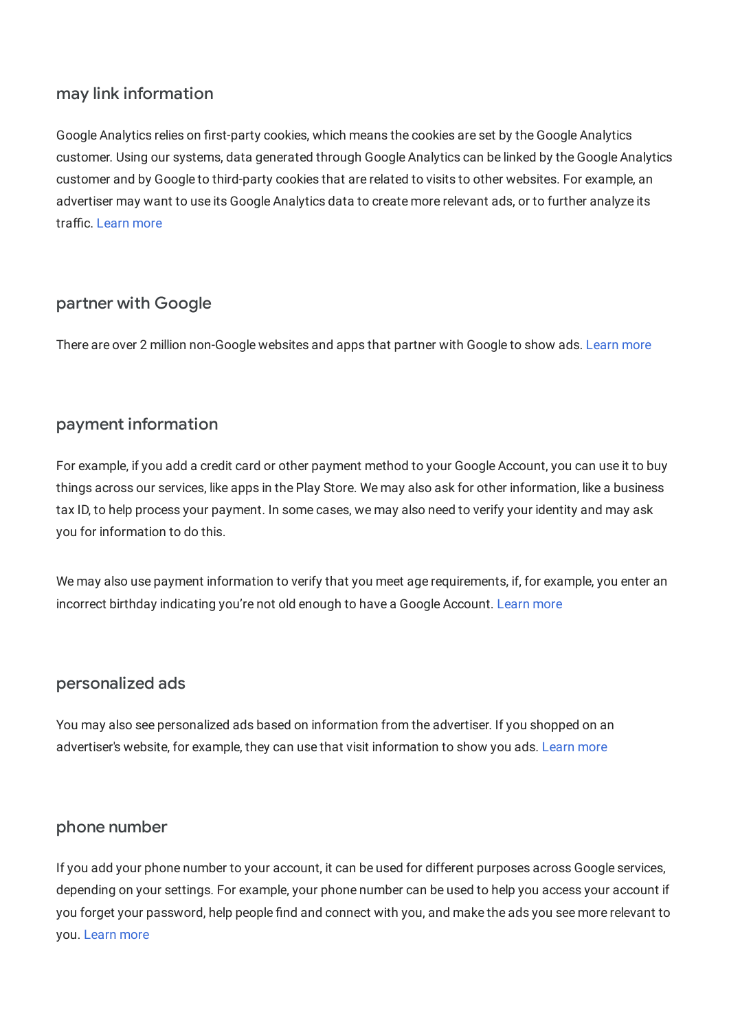### may link information

Google Analytics relies on first-party cookies, which means the cookies are set by the Google Analytics customer. Using our systems, data generated through Google Analytics can be linked by the Google Analytics customer and by Google to third-party cookies that are related to visits to other websites. For example, an advertiser may want to use its Google Analytics data to create more relevant ads, or to further analyze its traffic. Learn more

### partner with Google

There are over 2 million non-Google websites and apps that partner with Google to show ads. Learn more

### payment information

For example, if you add a credit card or other payment method to your Google Account, you can use it to buy things across our services, like apps in the Play Store. We may also ask for other information, like a business tax ID, to help process your payment. In some cases, we may also need to verify your identity and may ask you for information to do this.

We may also use payment information to verify that you meet age requirements, if, for example, you enter an incorrect birthday indicating you're not old enough to have a Google Account. Learn more

### personalized ads

You may also see personalized ads based on information from the advertiser. If you shopped on an advertiser's website, for example, they can use that visit information to show you ads. Learn more

### phone number

If you add your phone number to your account, it can be used for different purposes across Google services, depending on your settings. For example, your phone number can be used to help you access your account if you forget your password, help people find and connect with you, and make the ads you see more relevant to you. Learn more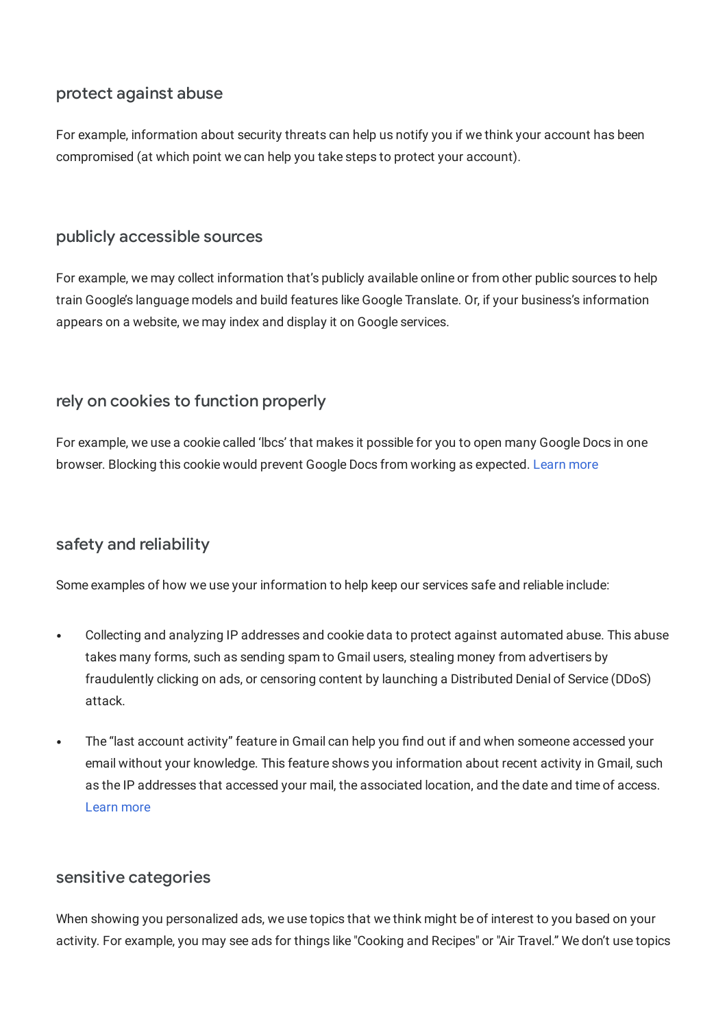### protect against abuse

For example, information about security threats can help us notify you if we think your account has been compromised (at which point we can help you take steps to protect your account).

### publicly accessible sources

For example, we may collect information that's publicly available online or from other public sources to help train Google's language models and build features like Google Translate. Or, if your business's information appears on a website, we may index and display it on Google services.

### rely on cookies to function properly

For example, we use a cookie called 'lbcs' that makes it possible for you to open many Google Docs in one browser. Blocking this cookie would prevent Google Docs from working as expected. Learn more

### safety and reliability

Some examples of how we use your information to help keep our services safe and reliable include:

- Collecting and analyzing IP addresses and cookie data to protect against automated abuse. This abuse takes many forms, such as sending spam to Gmail users, stealing money from advertisers by fraudulently clicking on ads, or censoring content by launching a Distributed Denial of Service (DDoS) attack.
- The "last account activity" feature in Gmail can help you find out if and when someone accessed your email without your knowledge. This feature shows you information about recent activity in Gmail, such as the IP addresses that accessed your mail, the associated location, and the date and time of access. Learn more

### sensitive categories

When showing you personalized ads, we use topics that we think might be of interest to you based on your activity. For example, you may see ads for things like "Cooking and Recipes" or "Air Travel." We don't use topics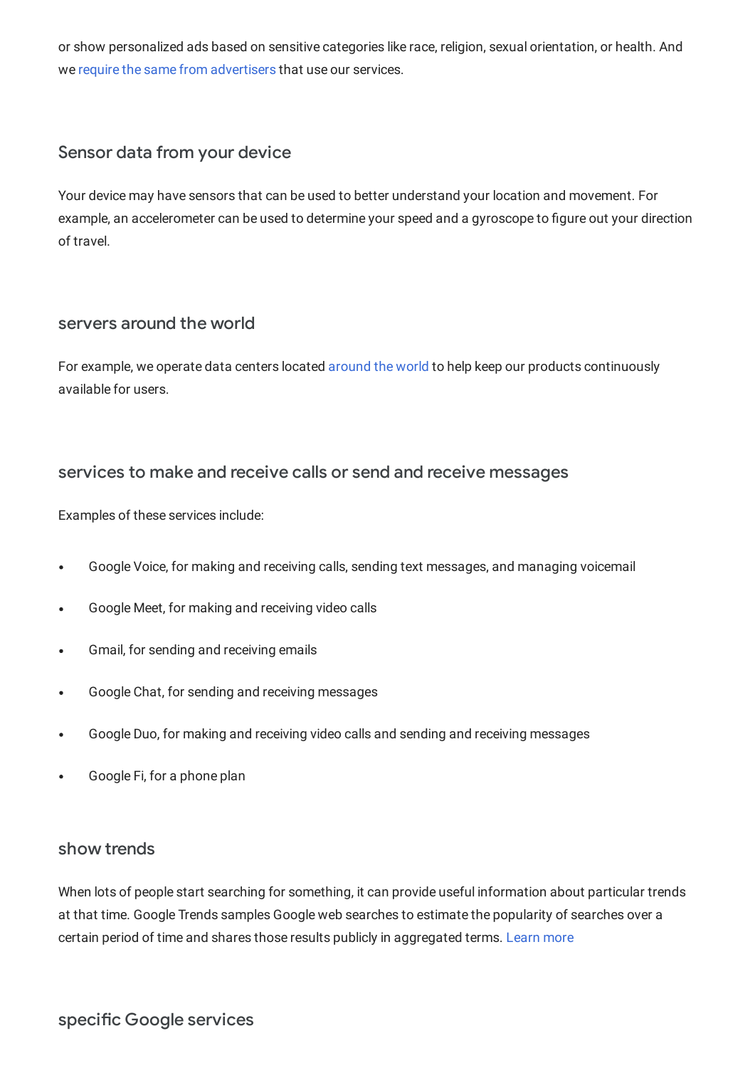or show personalized ads based on sensitive categories like race, religion, sexual orientation, or health. And we require the same from advertisers that use our services.

## Sensor data from your device

Your device may have sensors that can be used to better understand your location and movement. For example, an accelerometer can be used to determine your speed and a gyroscope to figure out your direction of travel.

## servers around the world

For example, we operate data centers located around the world to help keep our products continuously available for users.

## services to make and receive calls or send and receive messages

Examples of these services include:

- Google Voice, for making and receiving calls, sending text messages, and managing voicemail
- Google Meet, for making and receiving video calls
- Gmail, for sending and receiving emails
- Google Chat, for sending and receiving messages
- Google Duo, for making and receiving video calls and sending and receiving messages
- Google Fi, for a phone plan

## show trends

When lots of people start searching for something, it can provide useful information about particular trends at that time. Google Trends samples Google web searches to estimate the popularity of searches over a certain period of time and shares those results publicly in aggregated terms. Learn more

## specific Google services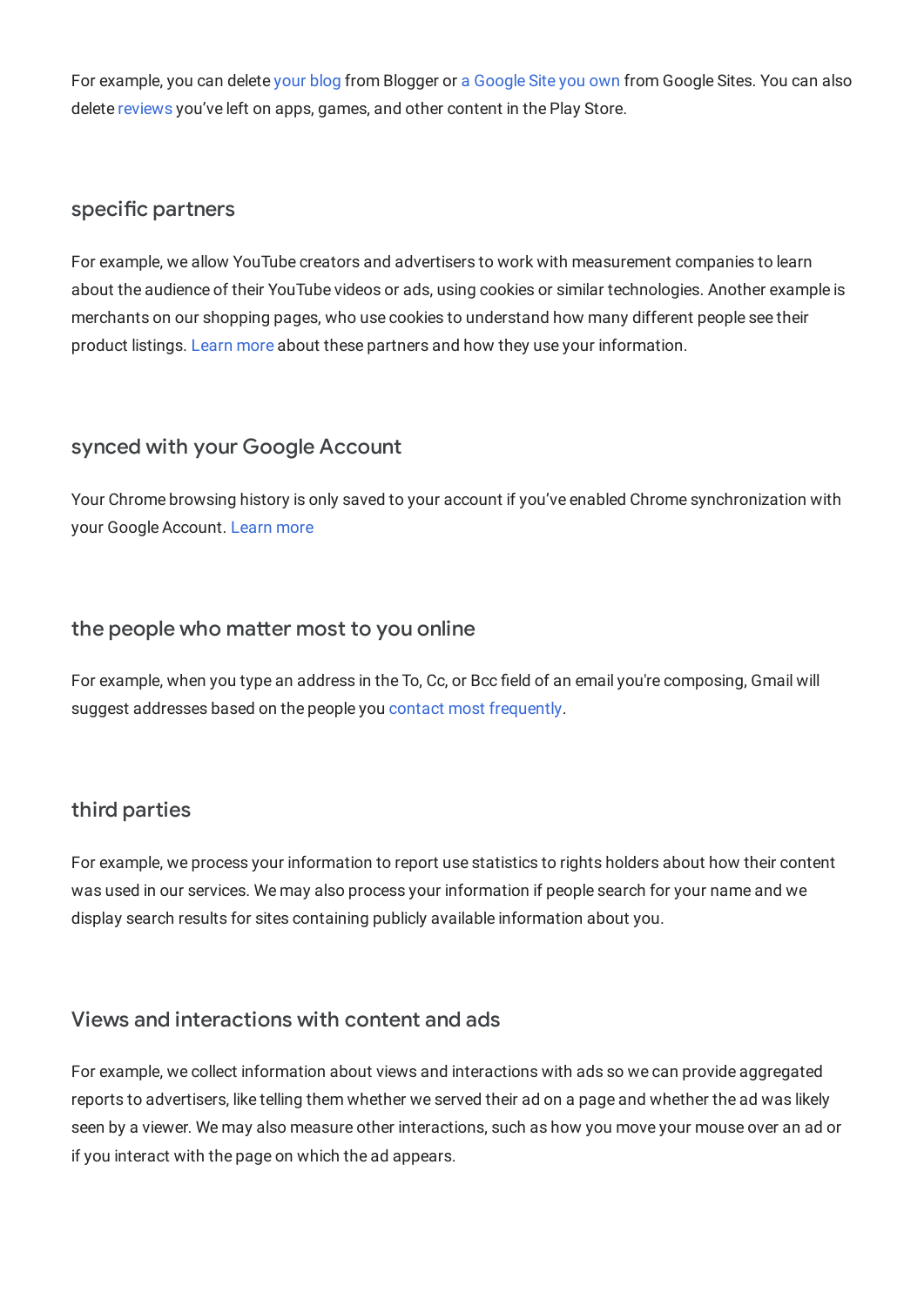For example, you can delete your blog from Blogger or a Google Site you own from Google Sites. You can also delete reviews you've left on apps, games, and other content in the Play Store.

### specific partners

For example, we allow YouTube creators and advertisers to work with measurement companies to learn about the audience of their YouTube videos or ads, using cookies or similar technologies. Another example is merchants on our shopping pages, who use cookies to understand how many different people see their product listings. Learn more about these partners and how they use your information.

### synced with your Google Account

Your Chrome browsing history is only saved to your account if you've enabled Chrome synchronization with your Google Account. Learn more

### the people who matter most to you online

For example, when you type an address in the To, Cc, or Bcc field of an email you're composing, Gmail will suggest addresses based on the people you contact most frequently.

### third parties

For example, we process your information to report use statistics to rights holders about how their content was used in our services. We may also process your information if people search for your name and we display search results for sites containing publicly available information about you.

### Views and interactions with content and ads

For example, we collect information about views and interactions with ads so we can provide aggregated reports to advertisers, like telling them whether we served their ad on a page and whether the ad was likely seen by a viewer. We may also measure other interactions, such as how you move your mouse over an ad or if you interact with the page on which the ad appears.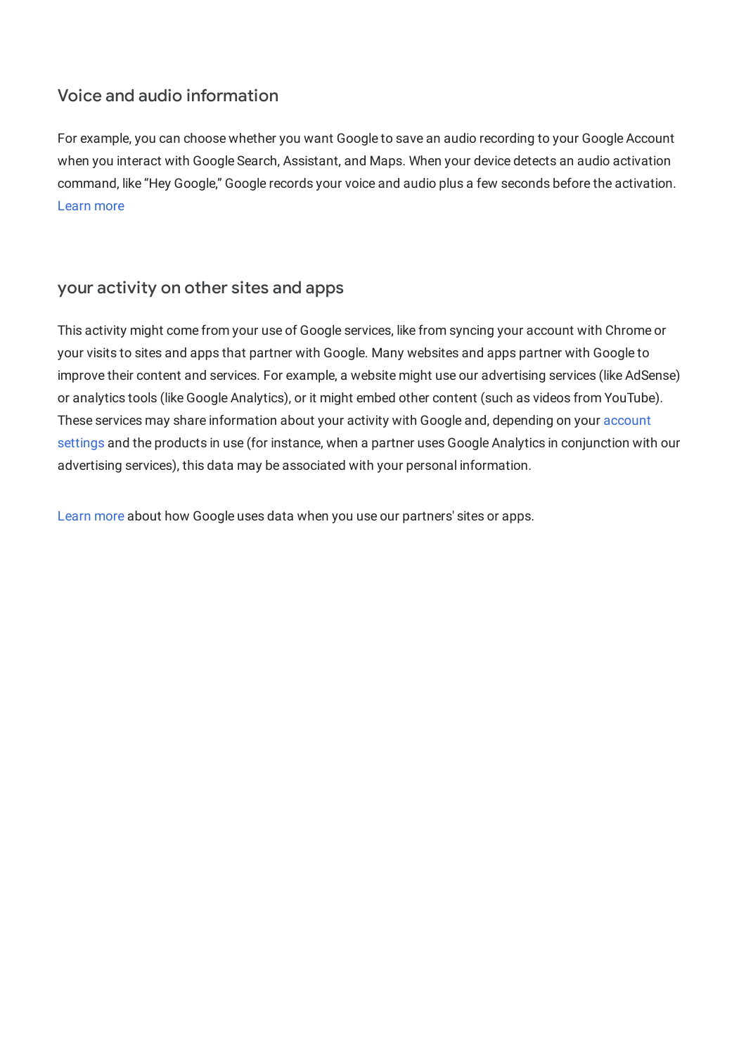## Voice and audio information

For example, you can choose whether you want Google to save an audio recording to your Google Account when you interact with Google Search, Assistant, and Maps. When your device detects an audio activation command, like "Hey Google," Google records your voice and audio plus a few seconds before the activation. Learn more

## your activity on other sites and apps

This activity might come from your use of Google services, like from syncing your account with Chrome or your visits to sites and apps that partner with Google. Many websites and apps partner with Google to improve their content and services. For example, a website might use our advertising services (like AdSense) or analytics tools (like Google Analytics), or it might embed other content (such as videos from YouTube). These services may share information about your activity with Google and, depending on your account settings and the products in use (for instance, when a partner uses Google Analytics in conjunction with our advertising services), this data may be associated with your personal information.

Learn more about how Google uses data when you use our partners' sites or apps.